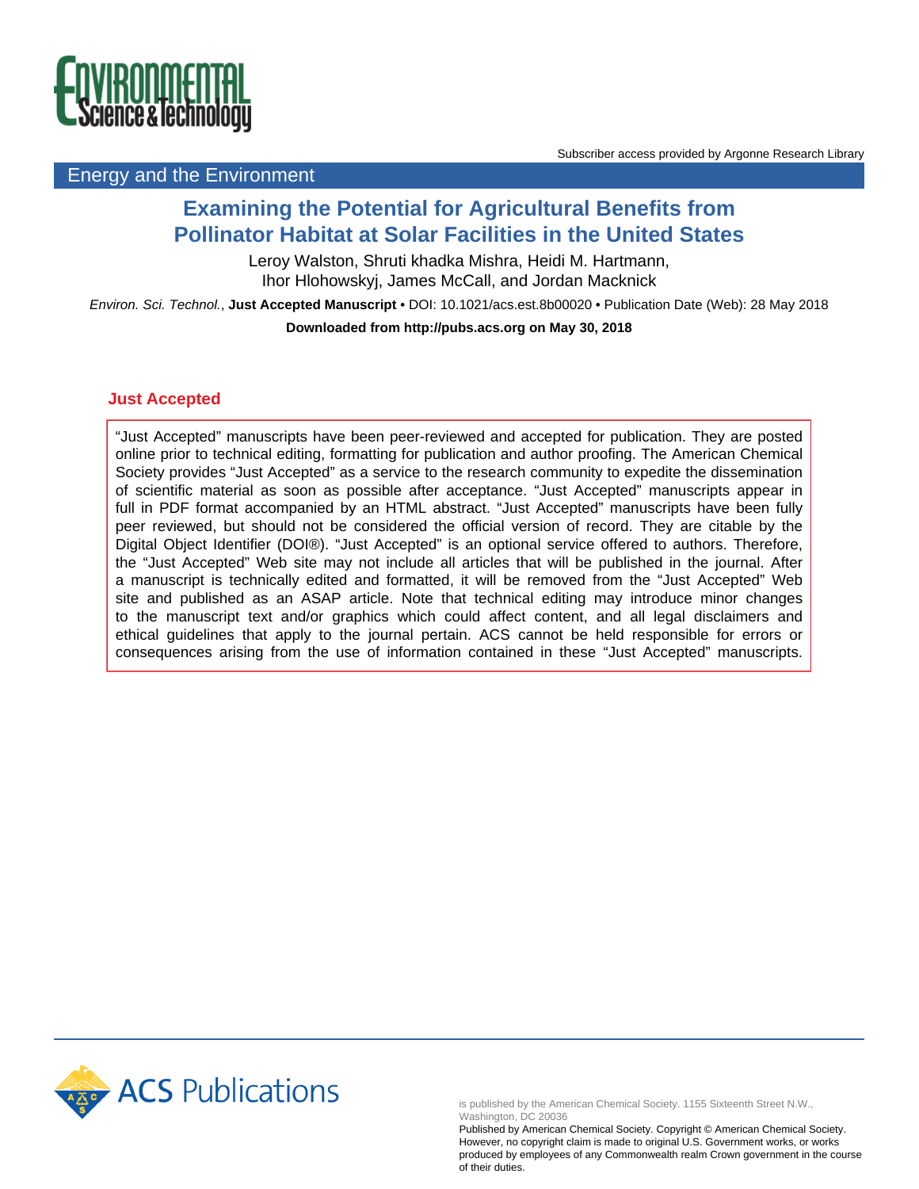Subscriber access provided by Argonne Research Library

Energy and the Environment

# Examining the Potential for Agricultural Benefits from Pollinator Habitat at Solar Facilities in the United States

Leroy Walston, Shruti khadka Mishra, Heidi M. Hartmann, Ihor Hlohowskyj, James McCall, and Jordan Macknick

*Environ. Sci. Technol.*, **Just Accepted Manuscript** • DOI: 10.1021/acs.est.8b00020 • Publication Date (Web): 28 May 2018

**Downloaded from http://pubs.acs.org on May 30, 2018**

## Just Accepted

"Just Accepted" manuscripts have been peer-reviewed and accepted for publication. They are posted online prior to technical editing, formatting for publication and author proofing. The American Chemical Society provides "Just Accepted" as a service to the research community to expedite the dissemination of scientific material as soon as possible after acceptance. "Just Accepted" manuscripts appear in full in PDF format accompanied by an HTML abstract. "Just Accepted" manuscripts have been fully peer reviewed, but should not be considered the official version of record. They are citable by the Digital Object Identifier (DOI®). "Just Accepted" is an optional service offered to authors. Therefore, the "Just Accepted" Web site may not include all articles that will be published in the journal. After a manuscript is technically edited and formatted, it will be removed from the "Just Accepted" Web site and published as an ASAP article. Note that technical editing may introduce minor changes to the manuscript text and/or graphics which could affect content, and all legal disclaimers and ethical guidelines that apply to the journal pertain. ACS cannot be held responsible for errors or consequences arising from the use of information contained in these "Just Accepted" manuscripts.

is published by the American Chemical Society. 1155 Sixteenth Street N.W., Washington, DC 20036

Published by American Chemical Society. Copyright © American Chemical Society. However, no copyright claim is made to original U.S. Government works, or works produced by employees of any Commonwealth realm Crown government in the course of their duties.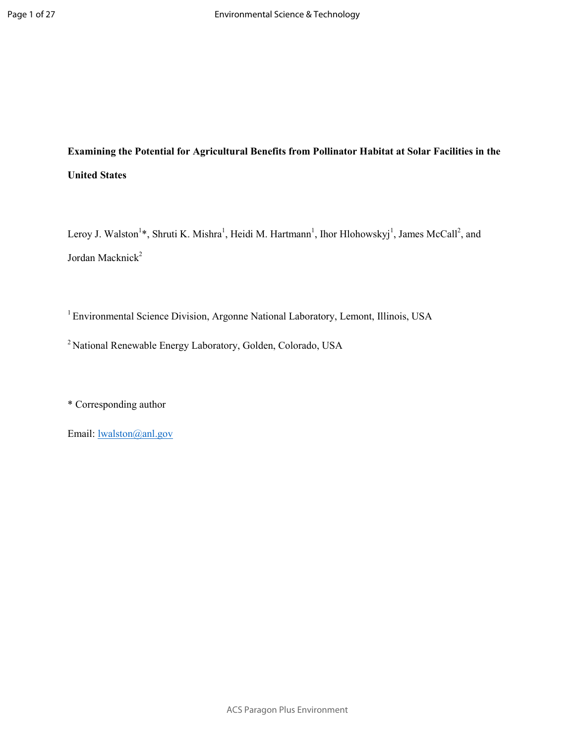**Examining the Potential for Agricultural Benefits from Pollinator Habitat at Solar Facilities in the United States**

Leroy J. Walston[1]*, Shruti K. Mishra[1], Heidi M. Hartmann[1], Ihor Hlohowskyj[1], James McCall[2], and Jordan Macknick[2]

[1] Environmental Science Division, Argonne National Laboratory, Lemont, Illinois, USA

[2] National Renewable Energy Laboratory, Golden, Colorado, USA

* Corresponding author

Email: lwalston@anl.gov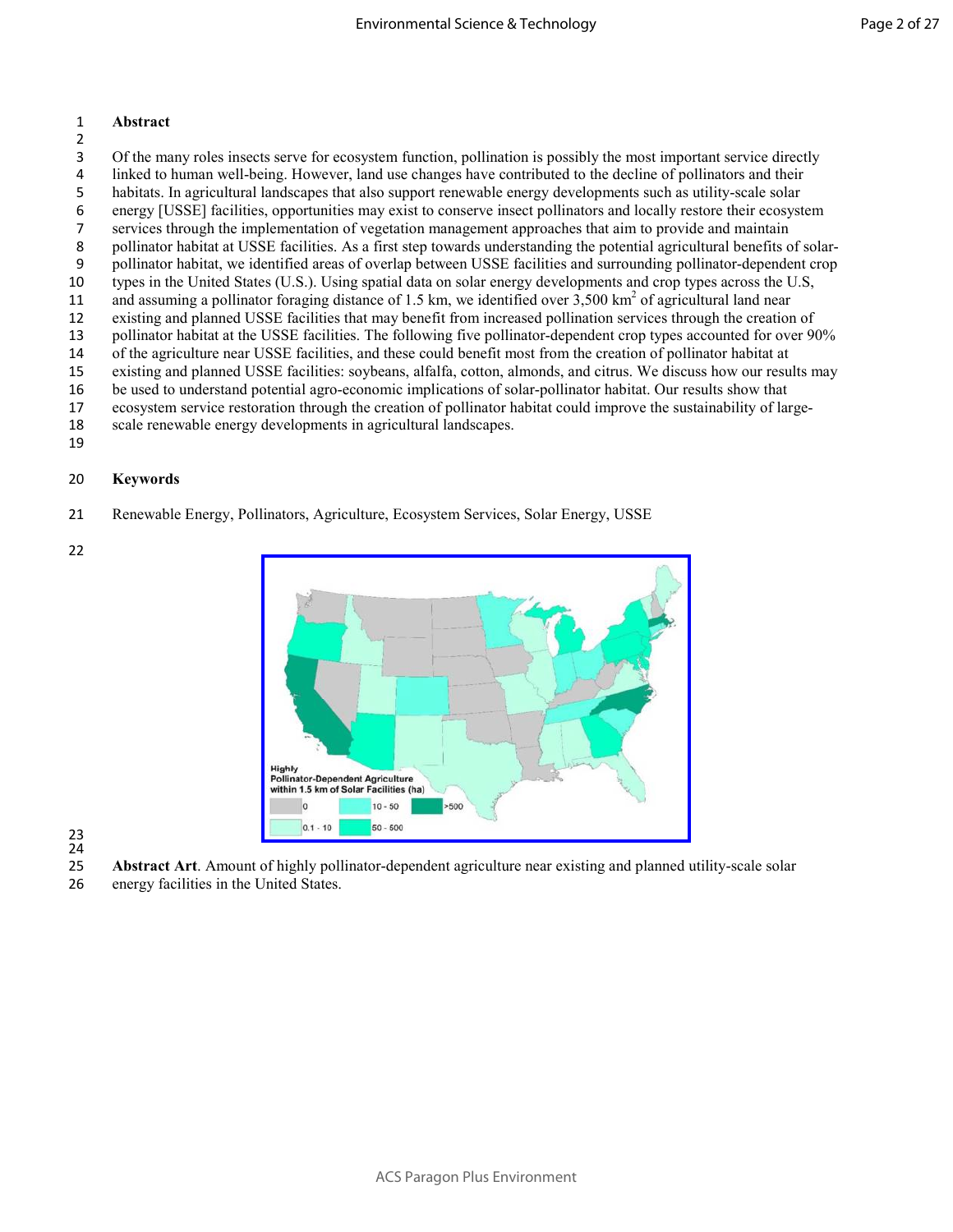## Abstract

Of the many roles insects serve for ecosystem function, pollination is possibly the most important service directly linked to human well-being. However, land use changes have contributed to the decline of pollinators and their habitats. In agricultural landscapes that also support renewable energy developments such as utility-scale solar energy [USSE] facilities, opportunities may exist to conserve insect pollinators and locally restore their ecosystem services through the implementation of vegetation management approaches that aim to provide and maintain pollinator habitat at USSE facilities. As a first step towards understanding the potential agricultural benefits of solar-pollinator habitat, we identified areas of overlap between USSE facilities and surrounding pollinator-dependent crop types in the United States (U.S.). Using spatial data on solar energy developments and crop types across the U.S, and assuming a pollinator foraging distance of 1.5 km, we identified over 3,500 km$^2$ of agricultural land near existing and planned USSE facilities that may benefit from increased pollination services through the creation of pollinator habitat at the USSE facilities. The following five pollinator-dependent crop types accounted for over 90% of the agriculture near USSE facilities, and these could benefit most from the creation of pollinator habitat at existing and planned USSE facilities: soybeans, alfalfa, cotton, almonds, and citrus. We discuss how our results may be used to understand potential agro-economic implications of solar-pollinator habitat. Our results show that ecosystem service restoration through the creation of pollinator habitat could improve the sustainability of large-scale renewable energy developments in agricultural landscapes.

## Keywords

Renewable Energy, Pollinators, Agriculture, Ecosystem Services, Solar Energy, USSE

**Abstract Art**. Amount of highly pollinator-dependent agriculture near existing and planned utility-scale solar energy facilities in the United States.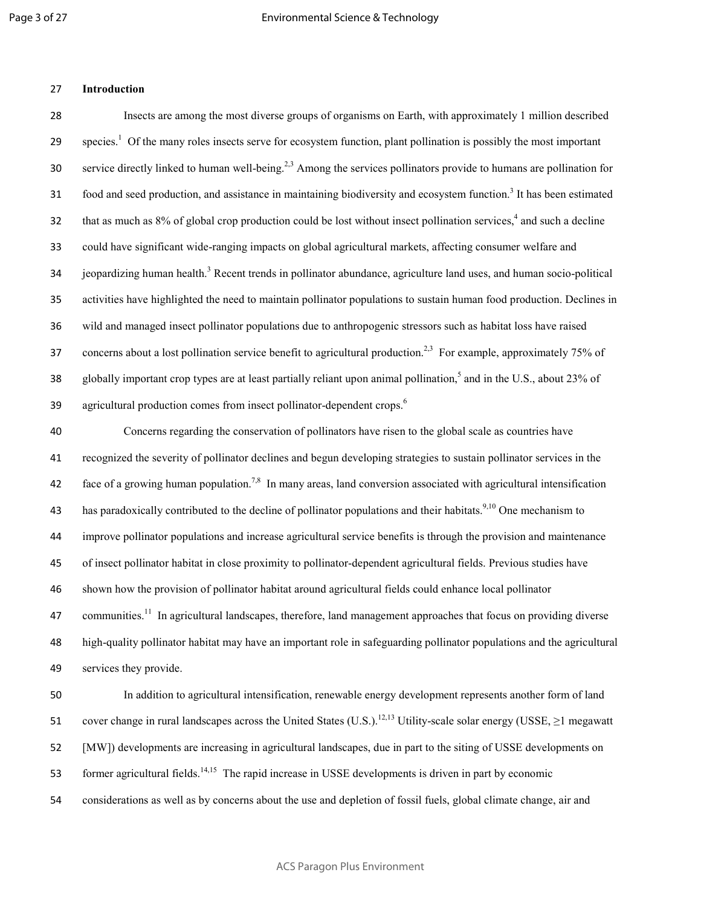## Introduction

Insects are among the most diverse groups of organisms on Earth, with approximately 1 million described species.[1] Of the many roles insects serve for ecosystem function, plant pollination is possibly the most important service directly linked to human well-being.[2,3] Among the services pollinators provide to humans are pollination for food and seed production, and assistance in maintaining biodiversity and ecosystem function.[3] It has been estimated that as much as 8% of global crop production could be lost without insect pollination services,[4] and such a decline could have significant wide-ranging impacts on global agricultural markets, affecting consumer welfare and jeopardizing human health.[3] Recent trends in pollinator abundance, agriculture land uses, and human socio-political activities have highlighted the need to maintain pollinator populations to sustain human food production. Declines in wild and managed insect pollinator populations due to anthropogenic stressors such as habitat loss have raised concerns about a lost pollination service benefit to agricultural production.[2,3] For example, approximately 75% of globally important crop types are at least partially reliant upon animal pollination,[5] and in the U.S., about 23% of agricultural production comes from insect pollinator-dependent crops.[6]

Concerns regarding the conservation of pollinators have risen to the global scale as countries have recognized the severity of pollinator declines and begun developing strategies to sustain pollinator services in the face of a growing human population.[7,8] In many areas, land conversion associated with agricultural intensification has paradoxically contributed to the decline of pollinator populations and their habitats.[9,10] One mechanism to improve pollinator populations and increase agricultural service benefits is through the provision and maintenance of insect pollinator habitat in close proximity to pollinator-dependent agricultural fields. Previous studies have shown how the provision of pollinator habitat around agricultural fields could enhance local pollinator communities.[11] In agricultural landscapes, therefore, land management approaches that focus on providing diverse high-quality pollinator habitat may have an important role in safeguarding pollinator populations and the agricultural services they provide.

In addition to agricultural intensification, renewable energy development represents another form of land cover change in rural landscapes across the United States (U.S.).[12,13] Utility-scale solar energy (USSE, ≥1 megawatt [MW]) developments are increasing in agricultural landscapes, due in part to the siting of USSE developments on former agricultural fields.[14,15] The rapid increase in USSE developments is driven in part by economic considerations as well as by concerns about the use and depletion of fossil fuels, global climate change, air and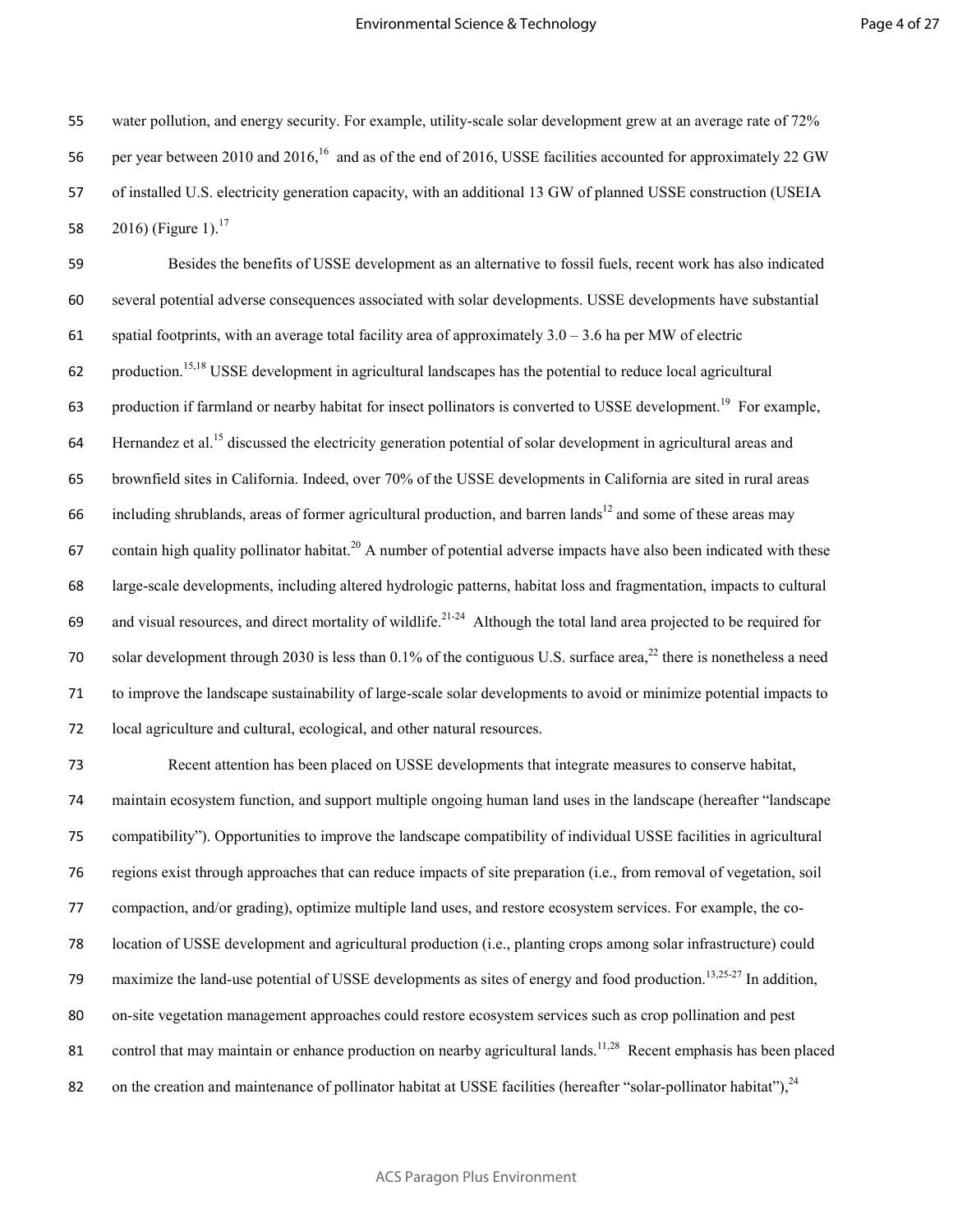water pollution, and energy security. For example, utility-scale solar development grew at an average rate of 72% per year between 2010 and 2016,[16] and as of the end of 2016, USSE facilities accounted for approximately 22 GW of installed U.S. electricity generation capacity, with an additional 13 GW of planned USSE construction (USEIA 2016) (Figure 1).[17]

Besides the benefits of USSE development as an alternative to fossil fuels, recent work has also indicated several potential adverse consequences associated with solar developments. USSE developments have substantial spatial footprints, with an average total facility area of approximately 3.0 – 3.6 ha per MW of electric production.[15,18] USSE development in agricultural landscapes has the potential to reduce local agricultural production if farmland or nearby habitat for insect pollinators is converted to USSE development.[19] For example, Hernandez et al.[15] discussed the electricity generation potential of solar development in agricultural areas and brownfield sites in California. Indeed, over 70% of the USSE developments in California are sited in rural areas including shrublands, areas of former agricultural production, and barren lands[12] and some of these areas may contain high quality pollinator habitat.[20] A number of potential adverse impacts have also been indicated with these large-scale developments, including altered hydrologic patterns, habitat loss and fragmentation, impacts to cultural and visual resources, and direct mortality of wildlife.[21-24] Although the total land area projected to be required for solar development through 2030 is less than 0.1% of the contiguous U.S. surface area,[22] there is nonetheless a need to improve the landscape sustainability of large-scale solar developments to avoid or minimize potential impacts to local agriculture and cultural, ecological, and other natural resources.

Recent attention has been placed on USSE developments that integrate measures to conserve habitat, maintain ecosystem function, and support multiple ongoing human land uses in the landscape (hereafter "landscape compatibility"). Opportunities to improve the landscape compatibility of individual USSE facilities in agricultural regions exist through approaches that can reduce impacts of site preparation (i.e., from removal of vegetation, soil compaction, and/or grading), optimize multiple land uses, and restore ecosystem services. For example, the co-location of USSE development and agricultural production (i.e., planting crops among solar infrastructure) could maximize the land-use potential of USSE developments as sites of energy and food production.[13,25-27] In addition, on-site vegetation management approaches could restore ecosystem services such as crop pollination and pest control that may maintain or enhance production on nearby agricultural lands.[11,28] Recent emphasis has been placed on the creation and maintenance of pollinator habitat at USSE facilities (hereafter "solar-pollinator habitat"),[24]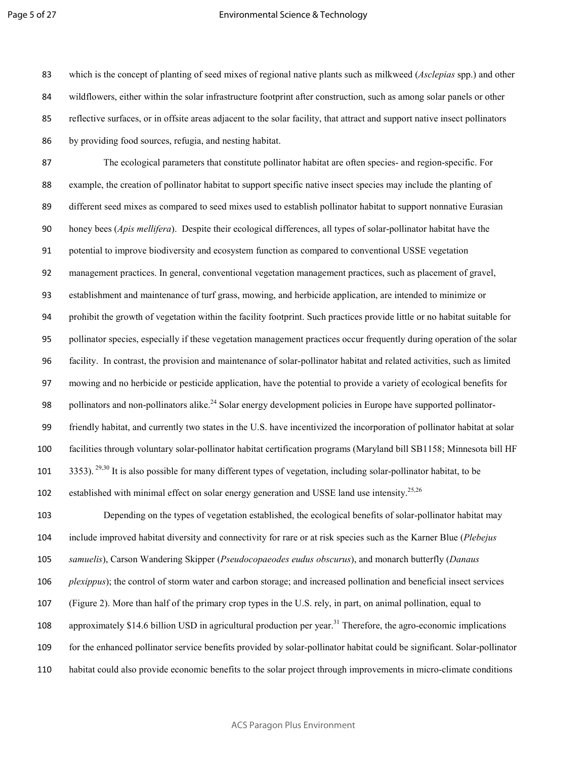which is the concept of planting of seed mixes of regional native plants such as milkweed (*Asclepias* spp.) and other wildflowers, either within the solar infrastructure footprint after construction, such as among solar panels or other reflective surfaces, or in offsite areas adjacent to the solar facility, that attract and support native insect pollinators by providing food sources, refugia, and nesting habitat.

The ecological parameters that constitute pollinator habitat are often species- and region-specific. For example, the creation of pollinator habitat to support specific native insect species may include the planting of different seed mixes as compared to seed mixes used to establish pollinator habitat to support nonnative Eurasian honey bees (*Apis mellifera*). Despite their ecological differences, all types of solar-pollinator habitat have the potential to improve biodiversity and ecosystem function as compared to conventional USSE vegetation management practices. In general, conventional vegetation management practices, such as placement of gravel, establishment and maintenance of turf grass, mowing, and herbicide application, are intended to minimize or prohibit the growth of vegetation within the facility footprint. Such practices provide little or no habitat suitable for pollinator species, especially if these vegetation management practices occur frequently during operation of the solar facility. In contrast, the provision and maintenance of solar-pollinator habitat and related activities, such as limited mowing and no herbicide or pesticide application, have the potential to provide a variety of ecological benefits for pollinators and non-pollinators alike.[24] Solar energy development policies in Europe have supported pollinator-friendly habitat, and currently two states in the U.S. have incentivized the incorporation of pollinator habitat at solar facilities through voluntary solar-pollinator habitat certification programs (Maryland bill SB1158; Minnesota bill HF 3353).[29,30] It is also possible for many different types of vegetation, including solar-pollinator habitat, to be established with minimal effect on solar energy generation and USSE land use intensity.[25,26]

Depending on the types of vegetation established, the ecological benefits of solar-pollinator habitat may include improved habitat diversity and connectivity for rare or at risk species such as the Karner Blue (*Plebejus samuelis*), Carson Wandering Skipper (*Pseudocopaeodes eudus obscurus*), and monarch butterfly (*Danaus plexippus*); the control of storm water and carbon storage; and increased pollination and beneficial insect services (Figure 2). More than half of the primary crop types in the U.S. rely, in part, on animal pollination, equal to approximately \$14.6 billion USD in agricultural production per year.[31] Therefore, the agro-economic implications for the enhanced pollinator service benefits provided by solar-pollinator habitat could be significant. Solar-pollinator habitat could also provide economic benefits to the solar project through improvements in micro-climate conditions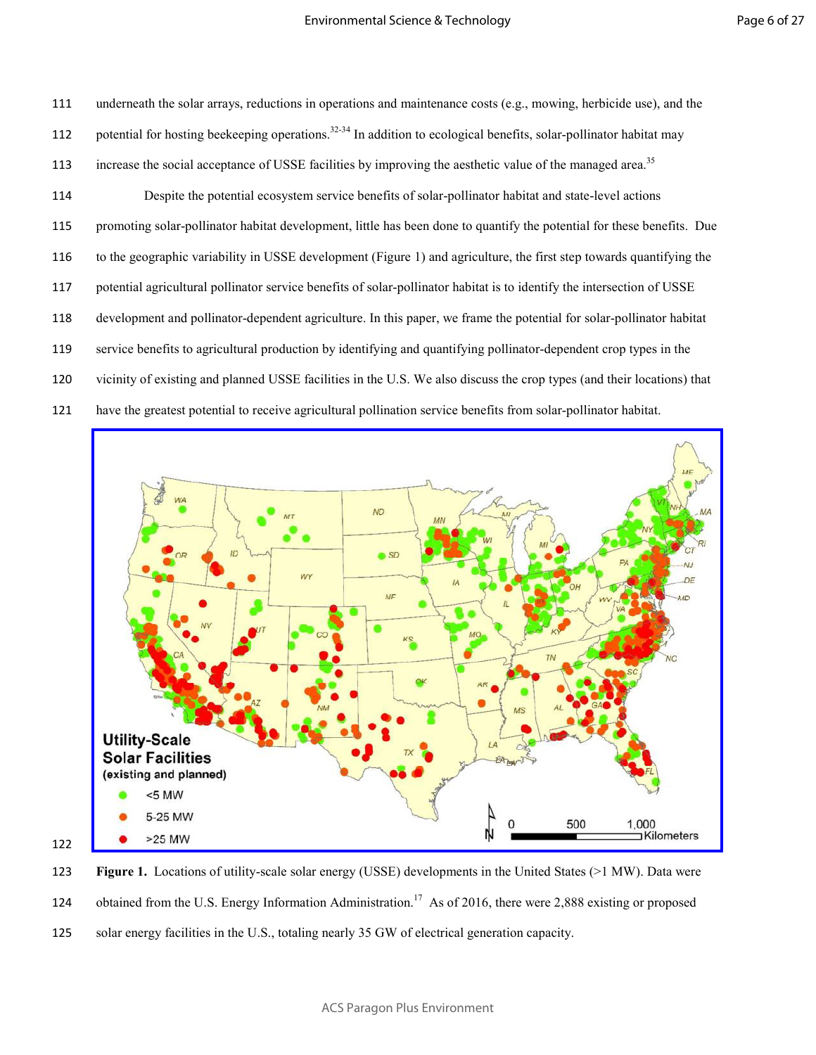underneath the solar arrays, reductions in operations and maintenance costs (e.g., mowing, herbicide use), and the potential for hosting beekeeping operations.[32-34] In addition to ecological benefits, solar-pollinator habitat may increase the social acceptance of USSE facilities by improving the aesthetic value of the managed area.[35]

Despite the potential ecosystem service benefits of solar-pollinator habitat and state-level actions promoting solar-pollinator habitat development, little has been done to quantify the potential for these benefits. Due to the geographic variability in USSE development (Figure 1) and agriculture, the first step towards quantifying the potential agricultural pollinator service benefits of solar-pollinator habitat is to identify the intersection of USSE development and pollinator-dependent agriculture. In this paper, we frame the potential for solar-pollinator habitat service benefits to agricultural production by identifying and quantifying pollinator-dependent crop types in the vicinity of existing and planned USSE facilities in the U.S. We also discuss the crop types (and their locations) that have the greatest potential to receive agricultural pollination service benefits from solar-pollinator habitat.

**Figure 1.** Locations of utility-scale solar energy (USSE) developments in the United States (>1 MW). Data were obtained from the U.S. Energy Information Administration.[17] As of 2016, there were 2,888 existing or proposed solar energy facilities in the U.S., totaling nearly 35 GW of electrical generation capacity.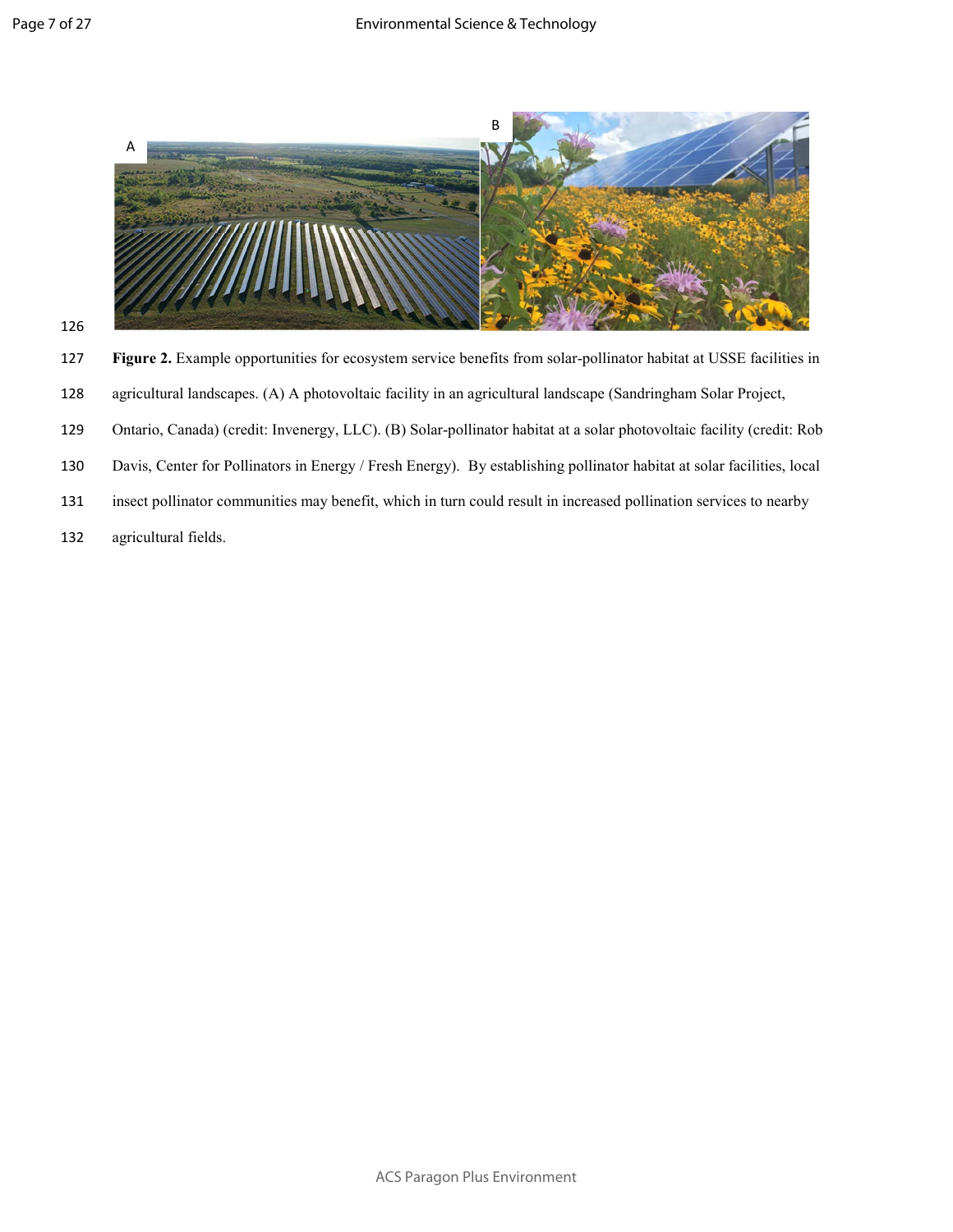**Figure 2.** Example opportunities for ecosystem service benefits from solar-pollinator habitat at USSE facilities in agricultural landscapes. (A) A photovoltaic facility in an agricultural landscape (Sandringham Solar Project, Ontario, Canada) (credit: Invenergy, LLC). (B) Solar-pollinator habitat at a solar photovoltaic facility (credit: Rob Davis, Center for Pollinators in Energy / Fresh Energy). By establishing pollinator habitat at solar facilities, local insect pollinator communities may benefit, which in turn could result in increased pollination services to nearby agricultural fields.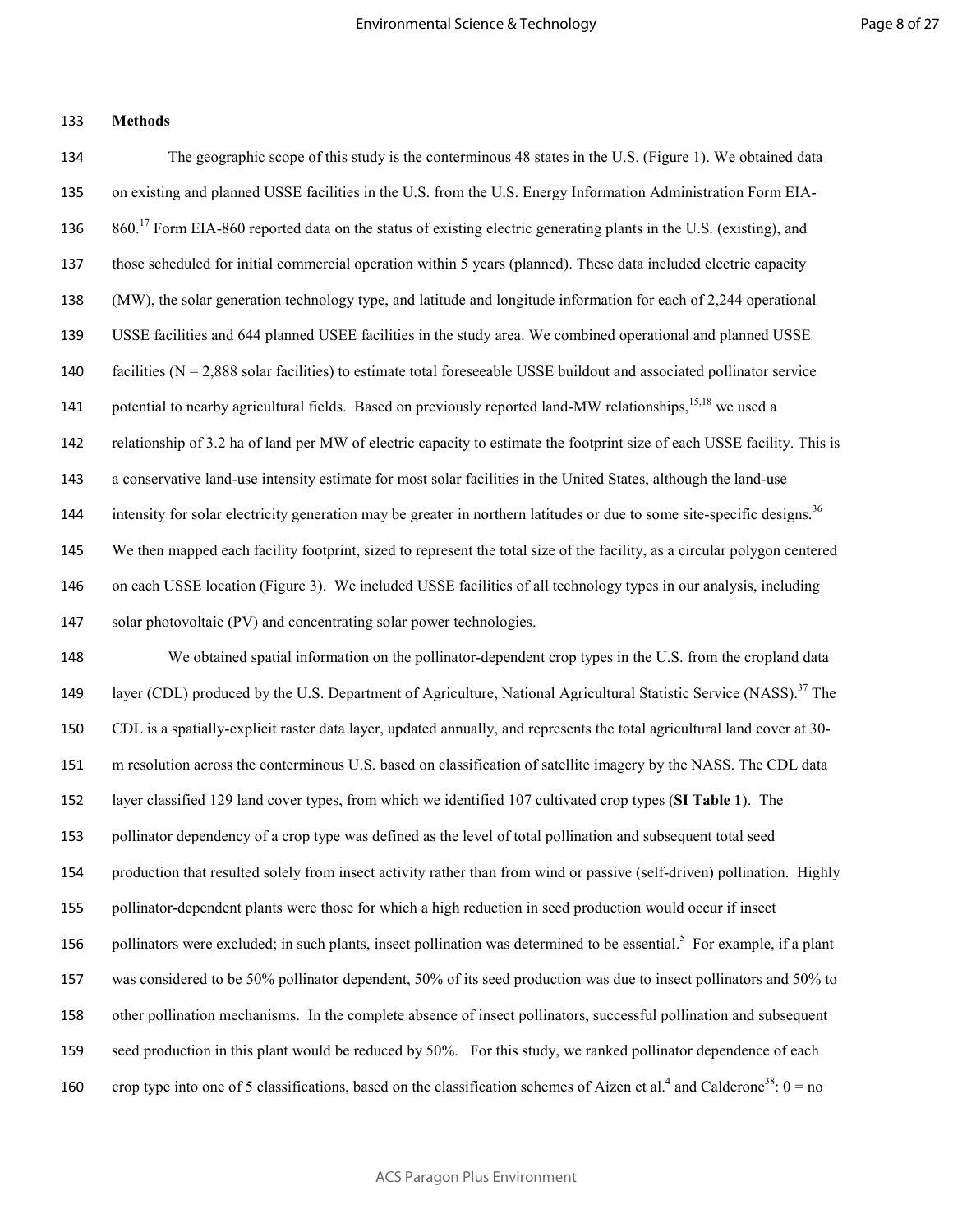**Methods**

The geographic scope of this study is the conterminous 48 states in the U.S. (Figure 1). We obtained data on existing and planned USSE facilities in the U.S. from the U.S. Energy Information Administration Form EIA-860.[17] Form EIA-860 reported data on the status of existing electric generating plants in the U.S. (existing), and those scheduled for initial commercial operation within 5 years (planned). These data included electric capacity (MW), the solar generation technology type, and latitude and longitude information for each of 2,244 operational USSE facilities and 644 planned USEE facilities in the study area. We combined operational and planned USSE facilities (N = 2,888 solar facilities) to estimate total foreseeable USSE buildout and associated pollinator service potential to nearby agricultural fields. Based on previously reported land-MW relationships,[15,18] we used a relationship of 3.2 ha of land per MW of electric capacity to estimate the footprint size of each USSE facility. This is a conservative land-use intensity estimate for most solar facilities in the United States, although the land-use intensity for solar electricity generation may be greater in northern latitudes or due to some site-specific designs.[36] We then mapped each facility footprint, sized to represent the total size of the facility, as a circular polygon centered on each USSE location (Figure 3). We included USSE facilities of all technology types in our analysis, including solar photovoltaic (PV) and concentrating solar power technologies.

We obtained spatial information on the pollinator-dependent crop types in the U.S. from the cropland data layer (CDL) produced by the U.S. Department of Agriculture, National Agricultural Statistic Service (NASS).[37] The CDL is a spatially-explicit raster data layer, updated annually, and represents the total agricultural land cover at 30-m resolution across the conterminous U.S. based on classification of satellite imagery by the NASS. The CDL data layer classified 129 land cover types, from which we identified 107 cultivated crop types (**SI Table 1**). The pollinator dependency of a crop type was defined as the level of total pollination and subsequent total seed production that resulted solely from insect activity rather than from wind or passive (self-driven) pollination. Highly pollinator-dependent plants were those for which a high reduction in seed production would occur if insect pollinators were excluded; in such plants, insect pollination was determined to be essential.[5] For example, if a plant was considered to be 50% pollinator dependent, 50% of its seed production was due to insect pollinators and 50% to other pollination mechanisms. In the complete absence of insect pollinators, successful pollination and subsequent seed production in this plant would be reduced by 50%. For this study, we ranked pollinator dependence of each crop type into one of 5 classifications, based on the classification schemes of Aizen et al.[4] and Calderone[38]: 0 = no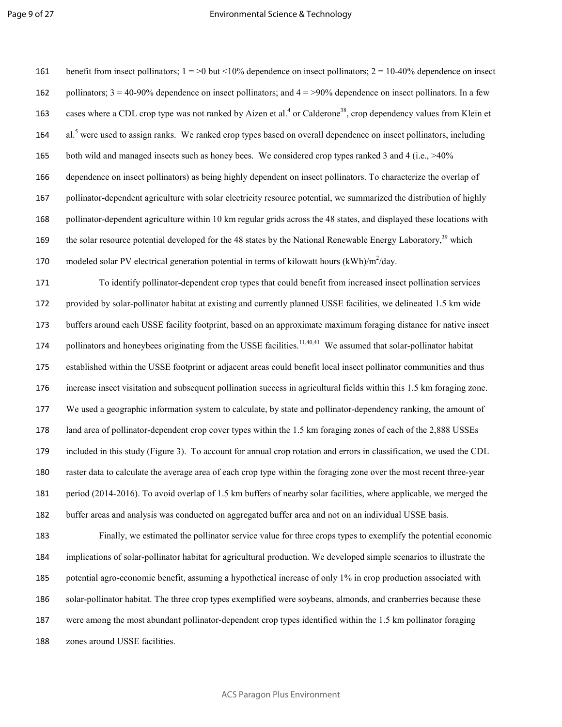benefit from insect pollinators; 1 = >0 but <10% dependence on insect pollinators; 2 = 10-40% dependence on insect pollinators; 3 = 40-90% dependence on insect pollinators; and 4 = >90% dependence on insect pollinators. In a few cases where a CDL crop type was not ranked by Aizen et al.[4] or Calderone[38], crop dependency values from Klein et al.[5] were used to assign ranks. We ranked crop types based on overall dependence on insect pollinators, including both wild and managed insects such as honey bees. We considered crop types ranked 3 and 4 (i.e., >40% dependence on insect pollinators) as being highly dependent on insect pollinators. To characterize the overlap of pollinator-dependent agriculture with solar electricity resource potential, we summarized the distribution of highly pollinator-dependent agriculture within 10 km regular grids across the 48 states, and displayed these locations with the solar resource potential developed for the 48 states by the National Renewable Energy Laboratory,[39] which modeled solar PV electrical generation potential in terms of kilowatt hours (kWh)/m$^2$/day.

To identify pollinator-dependent crop types that could benefit from increased insect pollination services provided by solar-pollinator habitat at existing and currently planned USSE facilities, we delineated 1.5 km wide buffers around each USSE facility footprint, based on an approximate maximum foraging distance for native insect pollinators and honeybees originating from the USSE facilities.[11,40,41] We assumed that solar-pollinator habitat established within the USSE footprint or adjacent areas could benefit local insect pollinator communities and thus increase insect visitation and subsequent pollination success in agricultural fields within this 1.5 km foraging zone. We used a geographic information system to calculate, by state and pollinator-dependency ranking, the amount of land area of pollinator-dependent crop cover types within the 1.5 km foraging zones of each of the 2,888 USSEs included in this study (Figure 3). To account for annual crop rotation and errors in classification, we used the CDL raster data to calculate the average area of each crop type within the foraging zone over the most recent three-year period (2014-2016). To avoid overlap of 1.5 km buffers of nearby solar facilities, where applicable, we merged the buffer areas and analysis was conducted on aggregated buffer area and not on an individual USSE basis.

Finally, we estimated the pollinator service value for three crops types to exemplify the potential economic implications of solar-pollinator habitat for agricultural production. We developed simple scenarios to illustrate the potential agro-economic benefit, assuming a hypothetical increase of only 1% in crop production associated with solar-pollinator habitat. The three crop types exemplified were soybeans, almonds, and cranberries because these were among the most abundant pollinator-dependent crop types identified within the 1.5 km pollinator foraging zones around USSE facilities.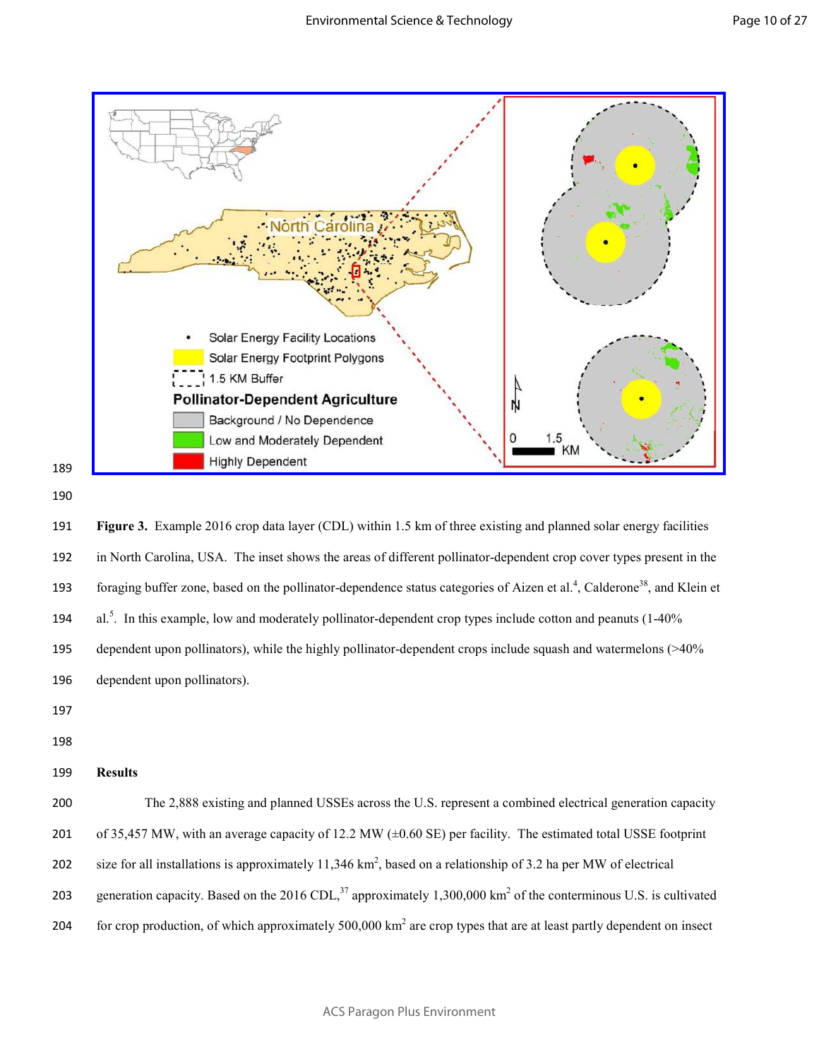**Figure 3.** Example 2016 crop data layer (CDL) within 1.5 km of three existing and planned solar energy facilities in North Carolina, USA. The inset shows the areas of different pollinator-dependent crop cover types present in the foraging buffer zone, based on the pollinator-dependence status categories of Aizen et al.[4], Calderone[38], and Klein et al.[5]. In this example, low and moderately pollinator-dependent crop types include cotton and peanuts (1-40% dependent upon pollinators), while the highly pollinator-dependent crops include squash and watermelons (>40% dependent upon pollinators).

## Results

The 2,888 existing and planned USSEs across the U.S. represent a combined electrical generation capacity of 35,457 MW, with an average capacity of 12.2 MW (±0.60 SE) per facility. The estimated total USSE footprint size for all installations is approximately 11,346 km$^2$, based on a relationship of 3.2 ha per MW of electrical generation capacity. Based on the 2016 CDL,[37] approximately 1,300,000 km$^2$ of the conterminous U.S. is cultivated for crop production, of which approximately 500,000 km$^2$ are crop types that are at least partly dependent on insect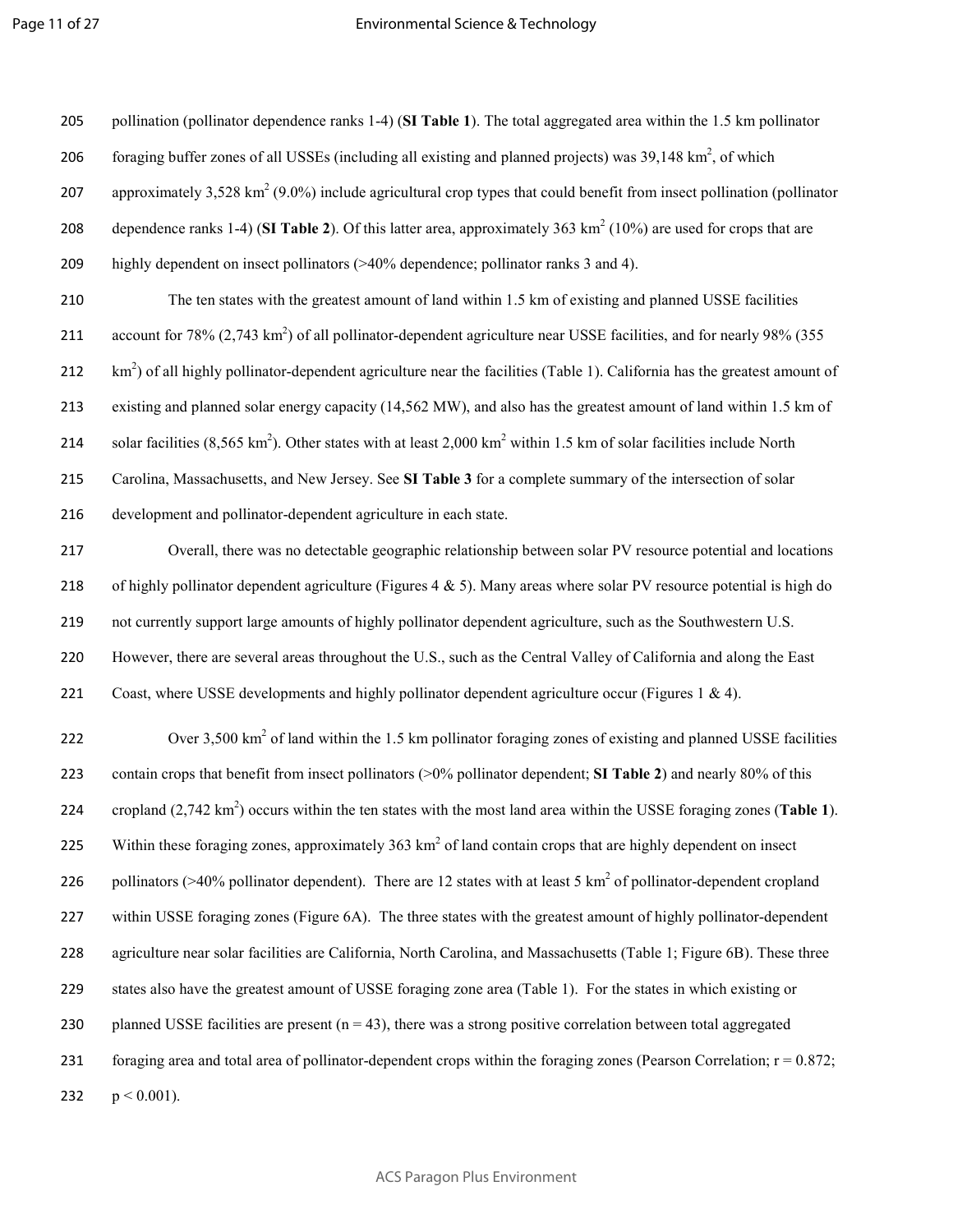pollination (pollinator dependence ranks 1-4) (**SI Table 1**). The total aggregated area within the 1.5 km pollinator foraging buffer zones of all USSEs (including all existing and planned projects) was 39,148 km$^2$, of which approximately 3,528 km$^2$ (9.0%) include agricultural crop types that could benefit from insect pollination (pollinator dependence ranks 1-4) (**SI Table 2**). Of this latter area, approximately 363 km$^2$ (10%) are used for crops that are highly dependent on insect pollinators (>40% dependence; pollinator ranks 3 and 4).

The ten states with the greatest amount of land within 1.5 km of existing and planned USSE facilities account for 78% (2,743 km$^2$) of all pollinator-dependent agriculture near USSE facilities, and for nearly 98% (355 km$^2$) of all highly pollinator-dependent agriculture near the facilities (Table 1). California has the greatest amount of existing and planned solar energy capacity (14,562 MW), and also has the greatest amount of land within 1.5 km of solar facilities (8,565 km$^2$). Other states with at least 2,000 km$^2$ within 1.5 km of solar facilities include North Carolina, Massachusetts, and New Jersey. See **SI Table 3** for a complete summary of the intersection of solar development and pollinator-dependent agriculture in each state.

Overall, there was no detectable geographic relationship between solar PV resource potential and locations of highly pollinator dependent agriculture (Figures 4 & 5). Many areas where solar PV resource potential is high do not currently support large amounts of highly pollinator dependent agriculture, such as the Southwestern U.S. However, there are several areas throughout the U.S., such as the Central Valley of California and along the East Coast, where USSE developments and highly pollinator dependent agriculture occur (Figures 1 & 4).

Over 3,500 km$^2$ of land within the 1.5 km pollinator foraging zones of existing and planned USSE facilities contain crops that benefit from insect pollinators (>0% pollinator dependent; **SI Table 2**) and nearly 80% of this cropland (2,742 km$^2$) occurs within the ten states with the most land area within the USSE foraging zones (**Table 1**). Within these foraging zones, approximately 363 km$^2$ of land contain crops that are highly dependent on insect pollinators (>40% pollinator dependent). There are 12 states with at least 5 km$^2$ of pollinator-dependent cropland within USSE foraging zones (Figure 6A). The three states with the greatest amount of highly pollinator-dependent agriculture near solar facilities are California, North Carolina, and Massachusetts (Table 1; Figure 6B). These three states also have the greatest amount of USSE foraging zone area (Table 1). For the states in which existing or planned USSE facilities are present ($n = 43$), there was a strong positive correlation between total aggregated foraging area and total area of pollinator-dependent crops within the foraging zones (Pearson Correlation; $r = 0.872$; $p < 0.001$).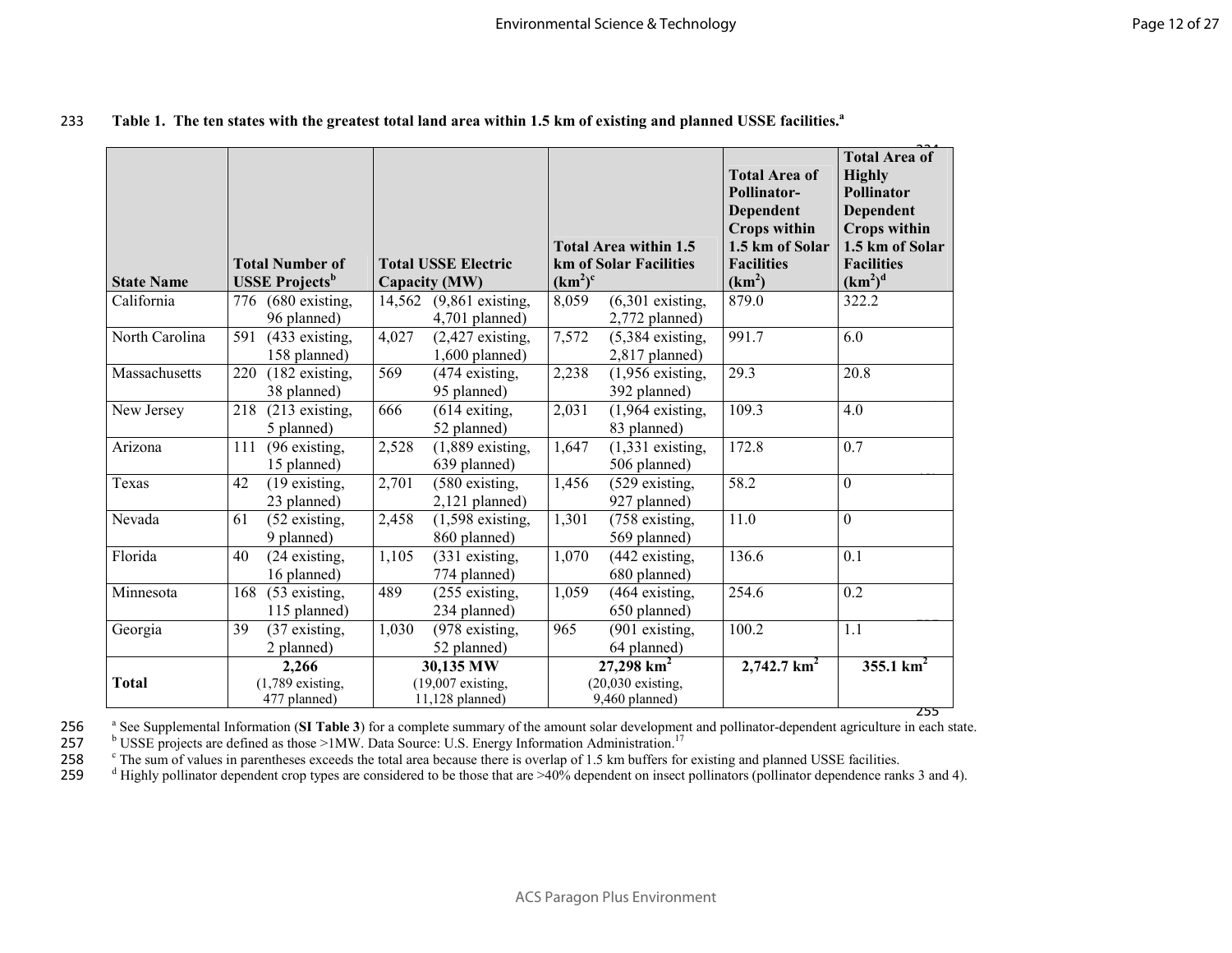**Table 1. The ten states with the greatest total land area within 1.5 km of existing and planned USSE facilities.[a]**

| State Name | Total Number of USSE Projects[b] | Total USSE Electric Capacity (MW) | Total Area within 1.5 km of Solar Facilities ($km^2$)[c] | Total Area of Pollinator-Dependent Crops within 1.5 km of Solar Facilities ($km^2$) | Total Area of Highly Pollinator Dependent Crops within 1.5 km of Solar Facilities ($km^2$)[d] |
|---|---|---|---|---|---|
| California | 776 (680 existing, 96 planned) | 14,562 (9,861 existing, 4,701 planned) | 8,059 (6,301 existing, 2,772 planned) | 879.0 | 322.2 |
| North Carolina | 591 (433 existing, 158 planned) | 4,027 (2,427 existing, 1,600 planned) | 7,572 (5,384 existing, 2,817 planned) | 991.7 | 6.0 |
| Massachusetts | 220 (182 existing, 38 planned) | 569 (474 existing, 95 planned) | 2,238 (1,956 existing, 392 planned) | 29.3 | 20.8 |
| New Jersey | 218 (213 existing, 5 planned) | 666 (614 exiting, 52 planned) | 2,031 (1,964 existing, 83 planned) | 109.3 | 4.0 |
| Arizona | 111 (96 existing, 15 planned) | 2,528 (1,889 existing, 639 planned) | 1,647 (1,331 existing, 506 planned) | 172.8 | 0.7 |
| Texas | 42 (19 existing, 23 planned) | 2,701 (580 existing, 2,121 planned) | 1,456 (529 existing, 927 planned) | 58.2 | 0 |
| Nevada | 61 (52 existing, 9 planned) | 2,458 (1,598 existing, 860 planned) | 1,301 (758 existing, 569 planned) | 11.0 | 0 |
| Florida | 40 (24 existing, 16 planned) | 1,105 (331 existing, 774 planned) | 1,070 (442 existing, 680 planned) | 136.6 | 0.1 |
| Minnesota | 168 (53 existing, 115 planned) | 489 (255 existing, 234 planned) | 1,059 (464 existing, 650 planned) | 254.6 | 0.2 |
| Georgia | 39 (37 existing, 2 planned) | 1,030 (978 existing, 52 planned) | 965 (901 existing, 64 planned) | 100.2 | 1.1 |
| **Total** | **2,266** (1,789 existing, 477 planned) | **30,135 MW** (19,007 existing, 11,128 planned) | **27,298 $km^2$** (20,030 existing, 9,460 planned) | **2,742.7 $km^2$** | **355.1 $km^2$** |

[a] See Supplemental Information (**SI Table 3**) for a complete summary of the amount solar development and pollinator-dependent agriculture in each state.
[b] USSE projects are defined as those >1MW. Data Source: U.S. Energy Information Administration.[17]
[c] The sum of values in parentheses exceeds the total area because there is overlap of 1.5 km buffers for existing and planned USSE facilities.
[d] Highly pollinator dependent crop types are considered to be those that are >40% dependent on insect pollinators (pollinator dependence ranks 3 and 4).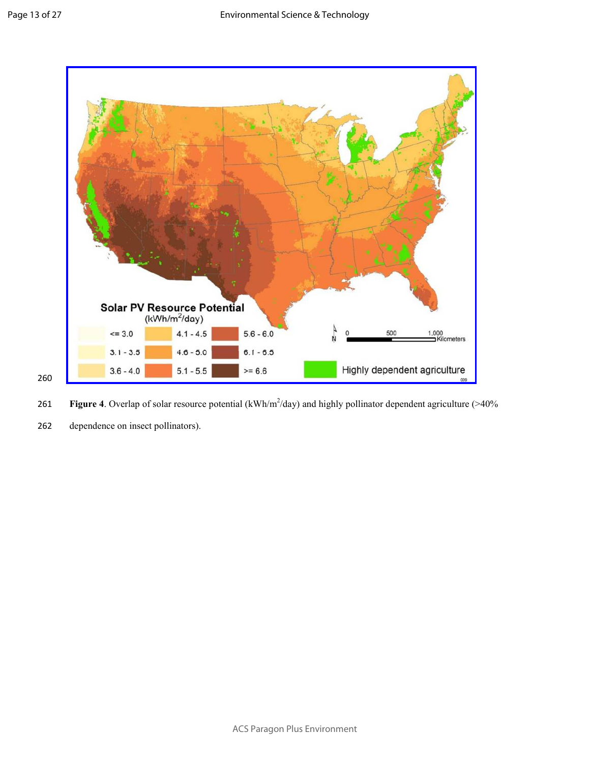Figure 4. Overlap of solar resource potential ($kWh/m^2/day$) and highly pollinator dependent agriculture (>40% dependence on insect pollinators).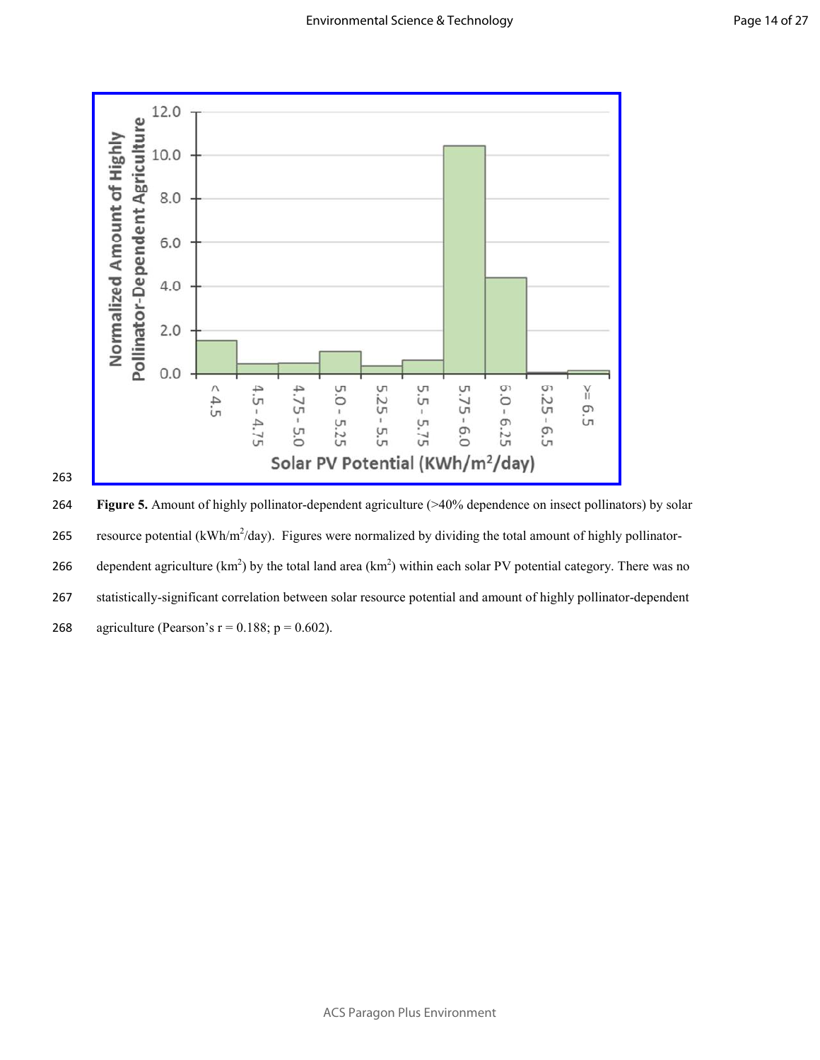**Figure 5.** Amount of highly pollinator-dependent agriculture (>40% dependence on insect pollinators) by solar resource potential (kWh/$m^2$/day). Figures were normalized by dividing the total amount of highly pollinator-dependent agriculture ($km^2$) by the total land area ($km^2$) within each solar PV potential category. There was no statistically-significant correlation between solar resource potential and amount of highly pollinator-dependent agriculture (Pearson's $r = 0.188$; $p = 0.602$).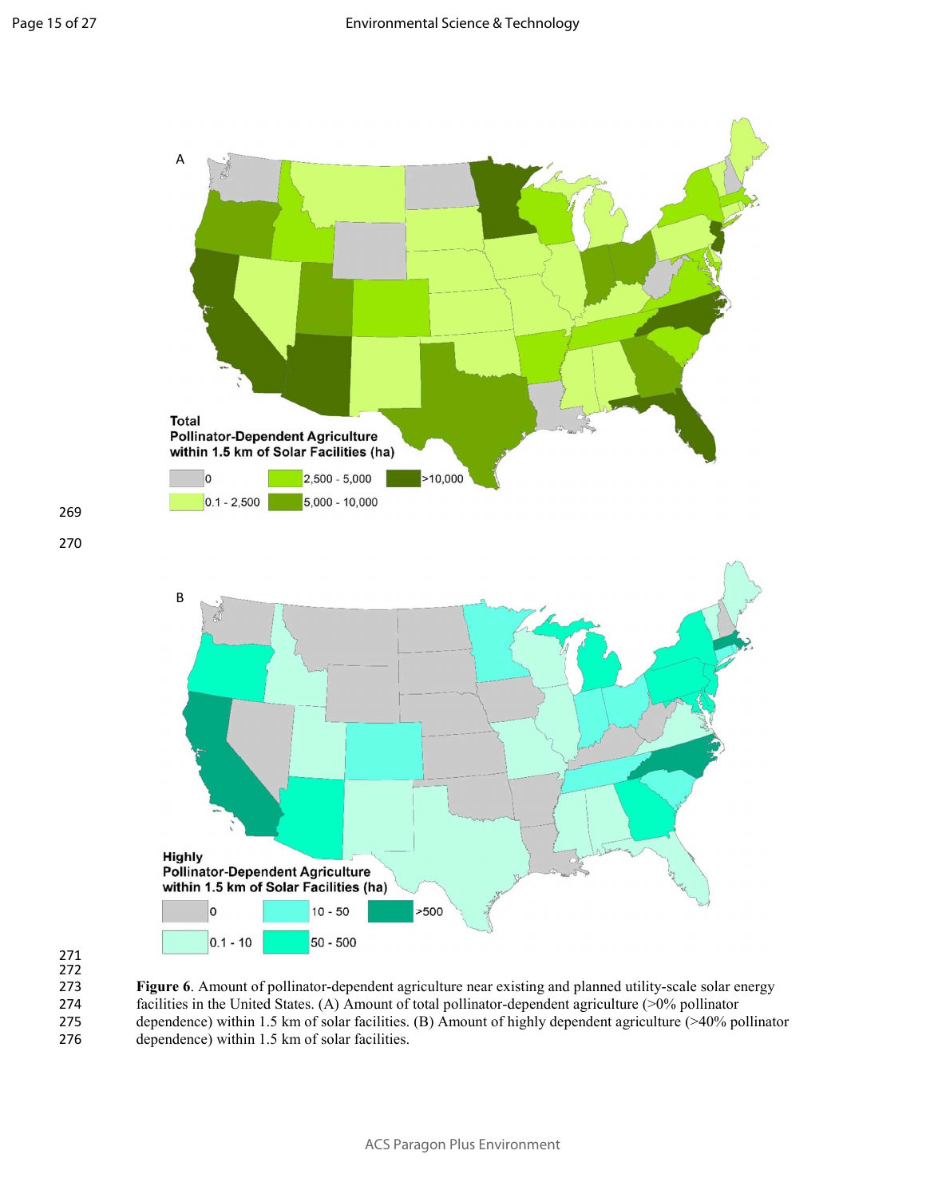**Figure 6**. Amount of pollinator-dependent agriculture near existing and planned utility-scale solar energy facilities in the United States. (A) Amount of total pollinator-dependent agriculture (>0% pollinator dependence) within 1.5 km of solar facilities. (B) Amount of highly dependent agriculture (>40% pollinator dependence) within 1.5 km of solar facilities.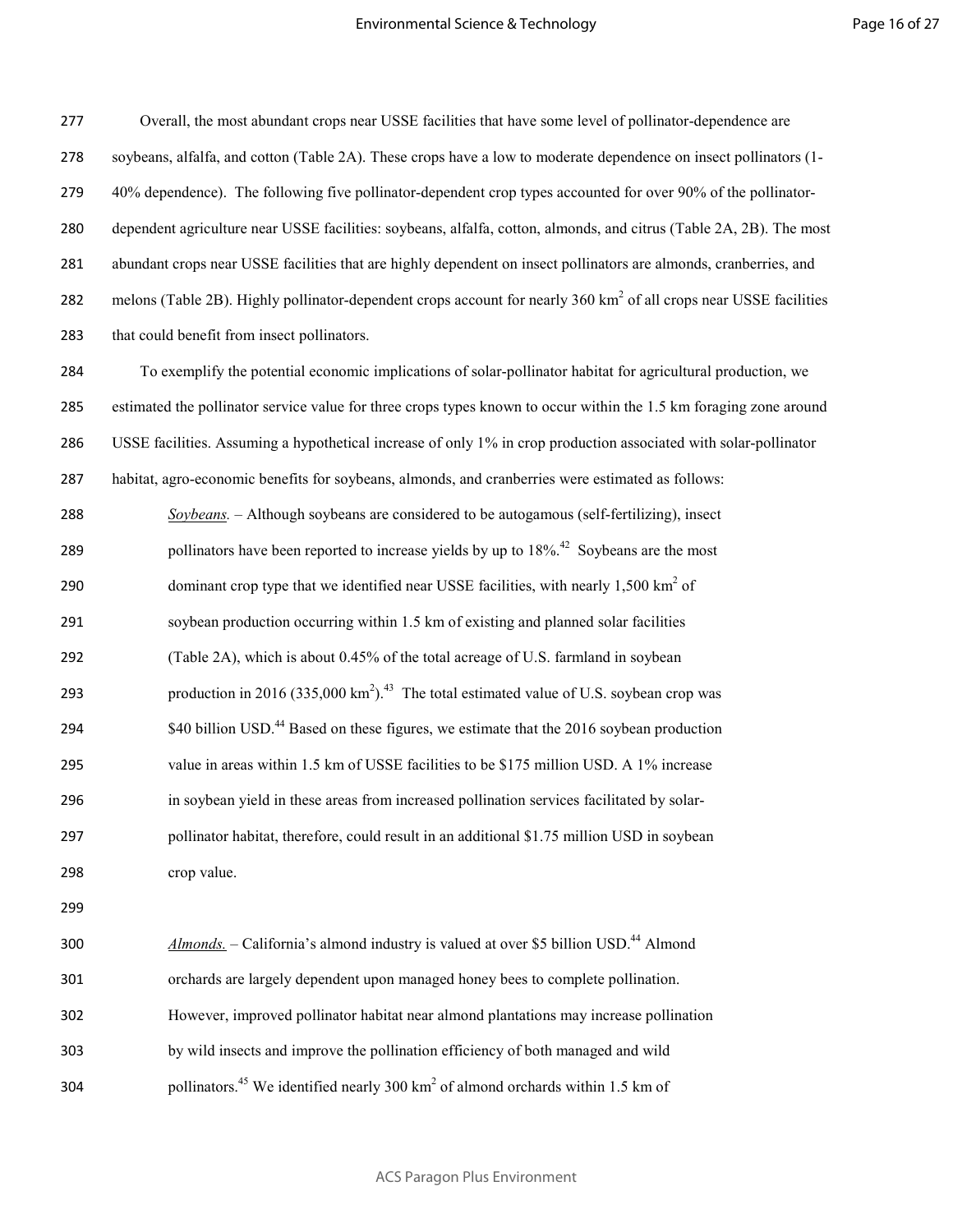Overall, the most abundant crops near USSE facilities that have some level of pollinator-dependence are soybeans, alfalfa, and cotton (Table 2A). These crops have a low to moderate dependence on insect pollinators (1-40% dependence). The following five pollinator-dependent crop types accounted for over 90% of the pollinator-dependent agriculture near USSE facilities: soybeans, alfalfa, cotton, almonds, and citrus (Table 2A, 2B). The most abundant crops near USSE facilities that are highly dependent on insect pollinators are almonds, cranberries, and melons (Table 2B). Highly pollinator-dependent crops account for nearly 360 $km^2$ of all crops near USSE facilities that could benefit from insect pollinators.

To exemplify the potential economic implications of solar-pollinator habitat for agricultural production, we estimated the pollinator service value for three crops types known to occur within the 1.5 km foraging zone around USSE facilities. Assuming a hypothetical increase of only 1% in crop production associated with solar-pollinator habitat, agro-economic benefits for soybeans, almonds, and cranberries were estimated as follows:

> *Soybeans.* – Although soybeans are considered to be autogamous (self-fertilizing), insect pollinators have been reported to increase yields by up to 18%.[42] Soybeans are the most dominant crop type that we identified near USSE facilities, with nearly 1,500 $km^2$ of soybean production occurring within 1.5 km of existing and planned solar facilities (Table 2A), which is about 0.45% of the total acreage of U.S. farmland in soybean production in 2016 (335,000 $km^2$).[43] The total estimated value of U.S. soybean crop was \$40 billion USD.[44] Based on these figures, we estimate that the 2016 soybean production value in areas within 1.5 km of USSE facilities to be \$175 million USD. A 1% increase in soybean yield in these areas from increased pollination services facilitated by solar-pollinator habitat, therefore, could result in an additional \$1.75 million USD in soybean crop value.

> *Almonds.* – California's almond industry is valued at over \$5 billion USD.[44] Almond orchards are largely dependent upon managed honey bees to complete pollination. However, improved pollinator habitat near almond plantations may increase pollination by wild insects and improve the pollination efficiency of both managed and wild pollinators.[45] We identified nearly 300 $km^2$ of almond orchards within 1.5 km of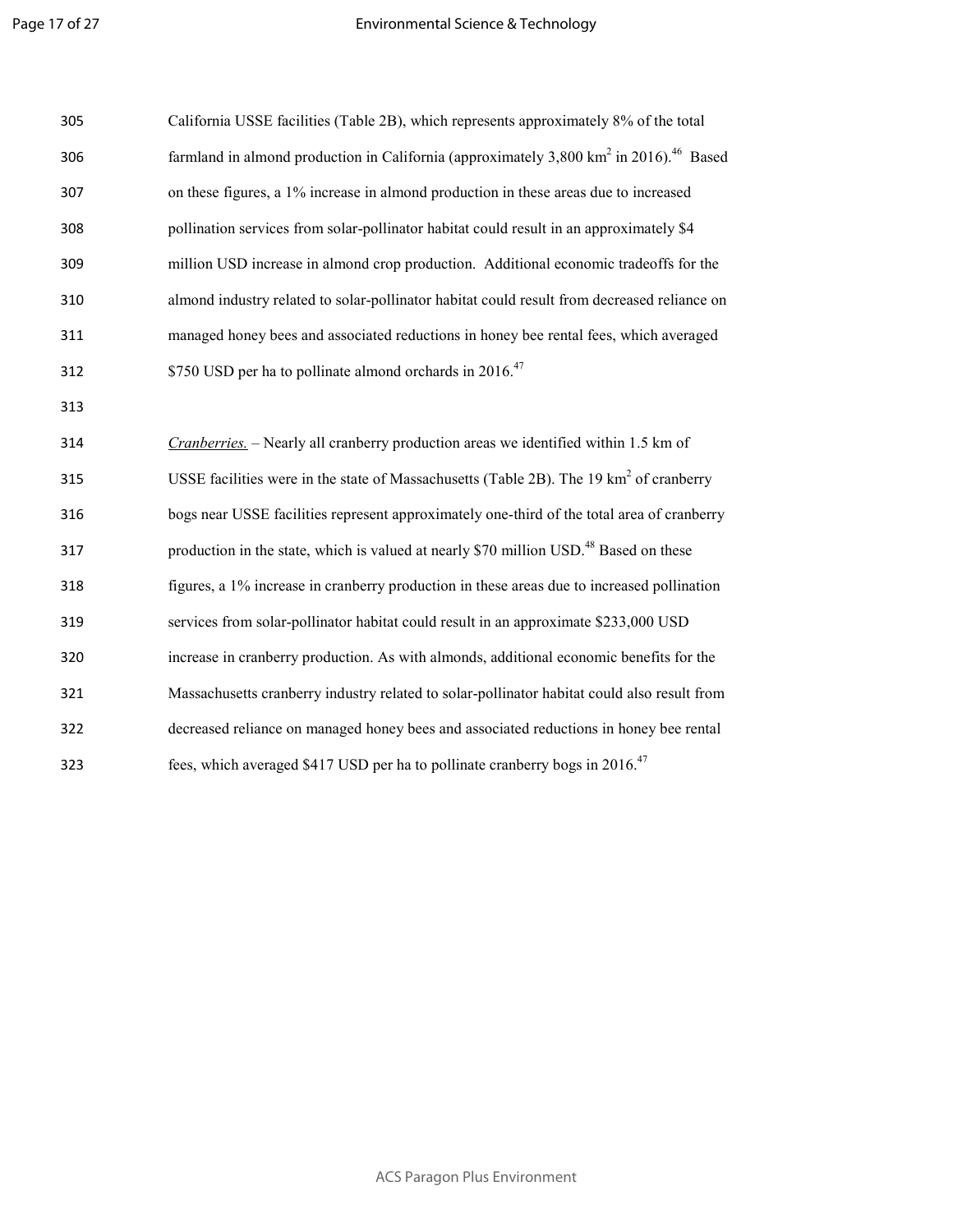California USSE facilities (Table 2B), which represents approximately 8% of the total farmland in almond production in California (approximately 3,800 $km^2$ in 2016).[46] Based on these figures, a 1% increase in almond production in these areas due to increased pollination services from solar-pollinator habitat could result in an approximately $4 million USD increase in almond crop production. Additional economic tradeoffs for the almond industry related to solar-pollinator habitat could result from decreased reliance on managed honey bees and associated reductions in honey bee rental fees, which averaged $750 USD per ha to pollinate almond orchards in 2016.[47]

*Cranberries.* – Nearly all cranberry production areas we identified within 1.5 km of USSE facilities were in the state of Massachusetts (Table 2B). The 19 $km^2$ of cranberry bogs near USSE facilities represent approximately one-third of the total area of cranberry production in the state, which is valued at nearly $70 million USD.[48] Based on these figures, a 1% increase in cranberry production in these areas due to increased pollination services from solar-pollinator habitat could result in an approximate $233,000 USD increase in cranberry production. As with almonds, additional economic benefits for the Massachusetts cranberry industry related to solar-pollinator habitat could also result from decreased reliance on managed honey bees and associated reductions in honey bee rental fees, which averaged $417 USD per ha to pollinate cranberry bogs in 2016.[47]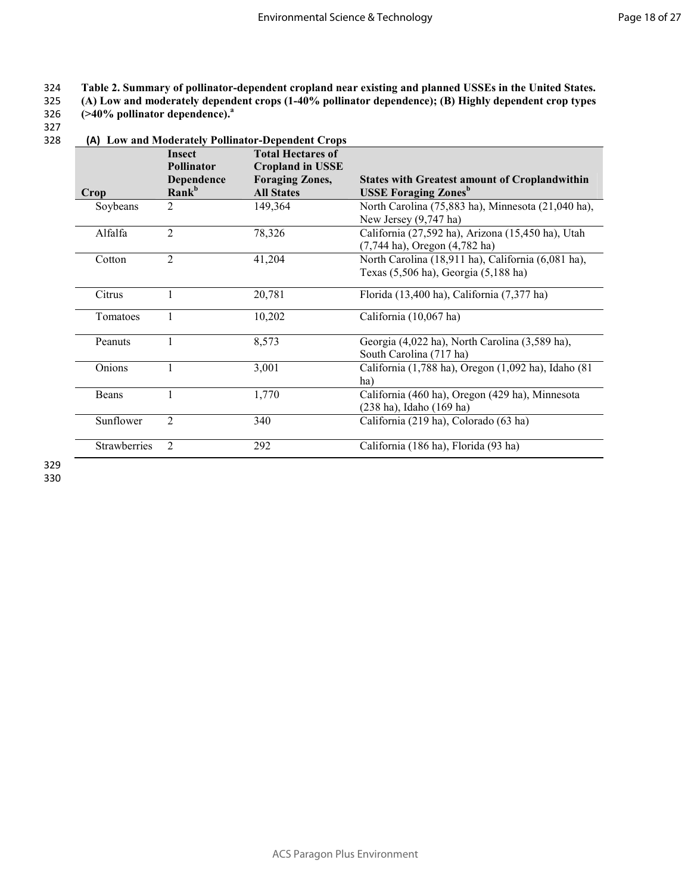**Table 2. Summary of pollinator-dependent cropland near existing and planned USSEs in the United States. (A) Low and moderately dependent crops (1-40% pollinator dependence); (B) Highly dependent crop types (>40% pollinator dependence).[a]**

**(A) Low and Moderately Pollinator-Dependent Crops**

| Crop | Insect Pollinator Dependence Rank[b] | Total Hectares of Cropland in USSE Foraging Zones, All States | States with Greatest amount of Croplandwithin USSE Foraging Zones[b] |
|---|---|---|---|
| Soybeans | 2 | 149,364 | North Carolina (75,883 ha), Minnesota (21,040 ha), New Jersey (9,747 ha) |
| Alfalfa | 2 | 78,326 | California (27,592 ha), Arizona (15,450 ha), Utah (7,744 ha), Oregon (4,782 ha) |
| Cotton | 2 | 41,204 | North Carolina (18,911 ha), California (6,081 ha), Texas (5,506 ha), Georgia (5,188 ha) |
| Citrus | 1 | 20,781 | Florida (13,400 ha), California (7,377 ha) |
| Tomatoes | 1 | 10,202 | California (10,067 ha) |
| Peanuts | 1 | 8,573 | Georgia (4,022 ha), North Carolina (3,589 ha), South Carolina (717 ha) |
| Onions | 1 | 3,001 | California (1,788 ha), Oregon (1,092 ha), Idaho (81 ha) |
| Beans | 1 | 1,770 | California (460 ha), Oregon (429 ha), Minnesota (238 ha), Idaho (169 ha) |
| Sunflower | 2 | 340 | California (219 ha), Colorado (63 ha) |
| Strawberries | 2 | 292 | California (186 ha), Florida (93 ha) |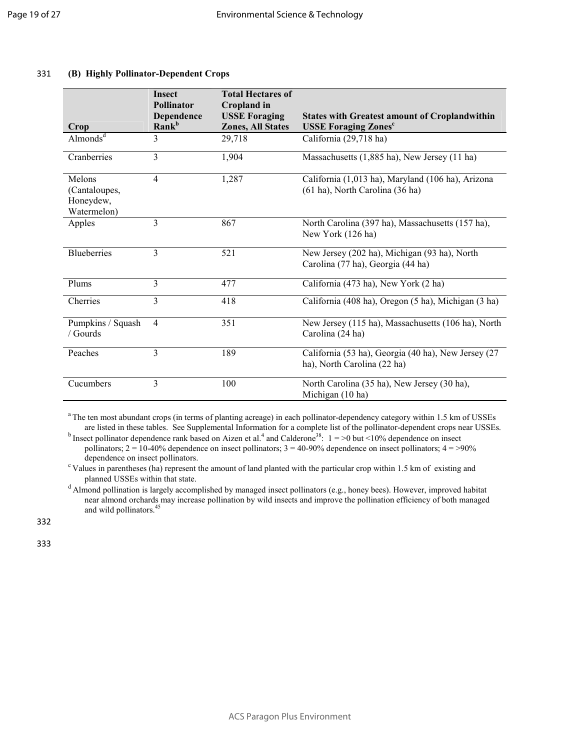**(B) Highly Pollinator-Dependent Crops**

| Crop | Insect Pollinator Dependence Rank[b] | Total Hectares of Cropland in USSE Foraging Zones, All States | States with Greatest amount of Croplandwithin USSE Foraging Zones[c] |
|---|---|---|---|
| Almonds[d] | 3 | 29,718 | California (29,718 ha) |
| Cranberries | 3 | 1,904 | Massachusetts (1,885 ha), New Jersey (11 ha) |
| Melons (Cantaloupes, Honeydew, Watermelon) | 4 | 1,287 | California (1,013 ha), Maryland (106 ha), Arizona (61 ha), North Carolina (36 ha) |
| Apples | 3 | 867 | North Carolina (397 ha), Massachusetts (157 ha), New York (126 ha) |
| Blueberries | 3 | 521 | New Jersey (202 ha), Michigan (93 ha), North Carolina (77 ha), Georgia (44 ha) |
| Plums | 3 | 477 | California (473 ha), New York (2 ha) |
| Cherries | 3 | 418 | California (408 ha), Oregon (5 ha), Michigan (3 ha) |
| Pumpkins / Squash / Gourds | 4 | 351 | New Jersey (115 ha), Massachusetts (106 ha), North Carolina (24 ha) |
| Peaches | 3 | 189 | California (53 ha), Georgia (40 ha), New Jersey (27 ha), North Carolina (22 ha) |
| Cucumbers | 3 | 100 | North Carolina (35 ha), New Jersey (30 ha), Michigan (10 ha) |

[a] The ten most abundant crops (in terms of planting acreage) in each pollinator-dependency category within 1.5 km of USSEs are listed in these tables. See Supplemental Information for a complete list of the pollinator-dependent crops near USSEs.

[b] Insect pollinator dependence rank based on Aizen et al.[4] and Calderone[38]: 1 = >0 but <10% dependence on insect pollinators; 2 = 10-40% dependence on insect pollinators; 3 = 40-90% dependence on insect pollinators; 4 = >90% dependence on insect pollinators.

[c] Values in parentheses (ha) represent the amount of land planted with the particular crop within 1.5 km of existing and planned USSEs within that state.

[d] Almond pollination is largely accomplished by managed insect pollinators (e.g., honey bees). However, improved habitat near almond orchards may increase pollination by wild insects and improve the pollination efficiency of both managed and wild pollinators.[45]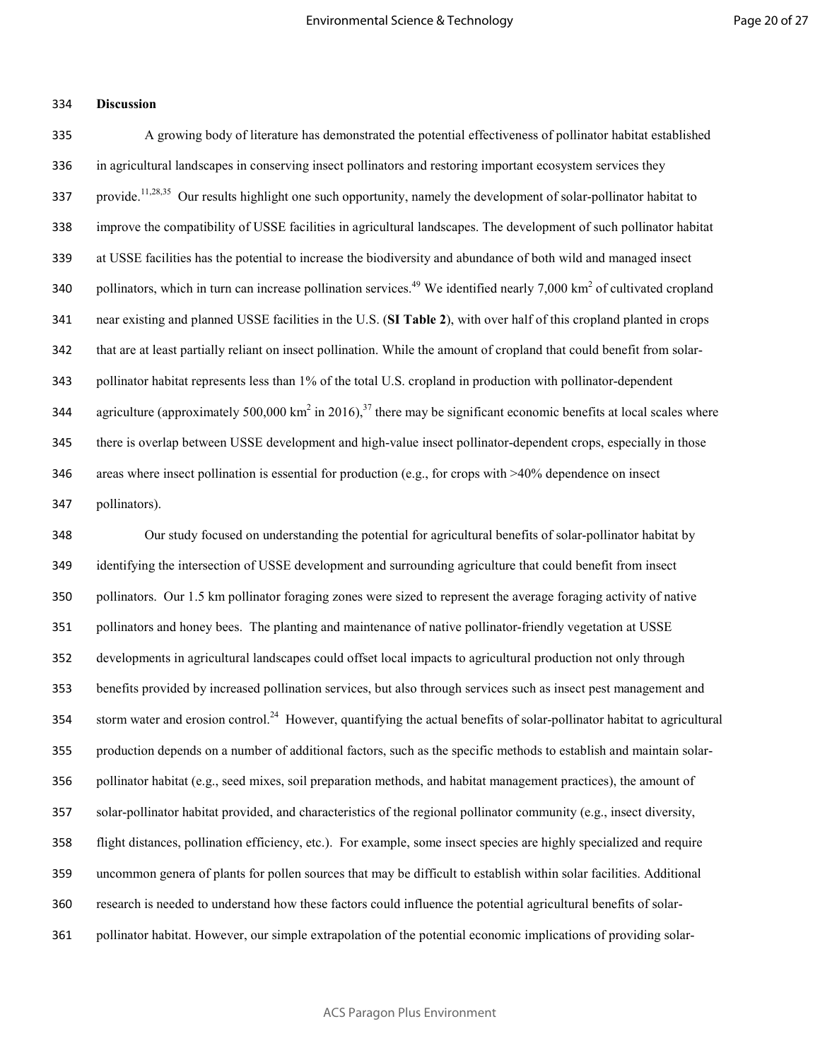## Discussion

A growing body of literature has demonstrated the potential effectiveness of pollinator habitat established in agricultural landscapes in conserving insect pollinators and restoring important ecosystem services they provide.[11,28,35] Our results highlight one such opportunity, namely the development of solar-pollinator habitat to improve the compatibility of USSE facilities in agricultural landscapes. The development of such pollinator habitat at USSE facilities has the potential to increase the biodiversity and abundance of both wild and managed insect pollinators, which in turn can increase pollination services.[49] We identified nearly 7,000 $km^2$ of cultivated cropland near existing and planned USSE facilities in the U.S. (**SI Table 2**), with over half of this cropland planted in crops that are at least partially reliant on insect pollination. While the amount of cropland that could benefit from solar-pollinator habitat represents less than 1% of the total U.S. cropland in production with pollinator-dependent agriculture (approximately 500,000 $km^2$ in 2016),[37] there may be significant economic benefits at local scales where there is overlap between USSE development and high-value insect pollinator-dependent crops, especially in those areas where insect pollination is essential for production (e.g., for crops with >40% dependence on insect pollinators).

Our study focused on understanding the potential for agricultural benefits of solar-pollinator habitat by identifying the intersection of USSE development and surrounding agriculture that could benefit from insect pollinators. Our 1.5 km pollinator foraging zones were sized to represent the average foraging activity of native pollinators and honey bees. The planting and maintenance of native pollinator-friendly vegetation at USSE developments in agricultural landscapes could offset local impacts to agricultural production not only through benefits provided by increased pollination services, but also through services such as insect pest management and storm water and erosion control.[24] However, quantifying the actual benefits of solar-pollinator habitat to agricultural production depends on a number of additional factors, such as the specific methods to establish and maintain solar-pollinator habitat (e.g., seed mixes, soil preparation methods, and habitat management practices), the amount of solar-pollinator habitat provided, and characteristics of the regional pollinator community (e.g., insect diversity, flight distances, pollination efficiency, etc.). For example, some insect species are highly specialized and require uncommon genera of plants for pollen sources that may be difficult to establish within solar facilities. Additional research is needed to understand how these factors could influence the potential agricultural benefits of solar-pollinator habitat. However, our simple extrapolation of the potential economic implications of providing solar-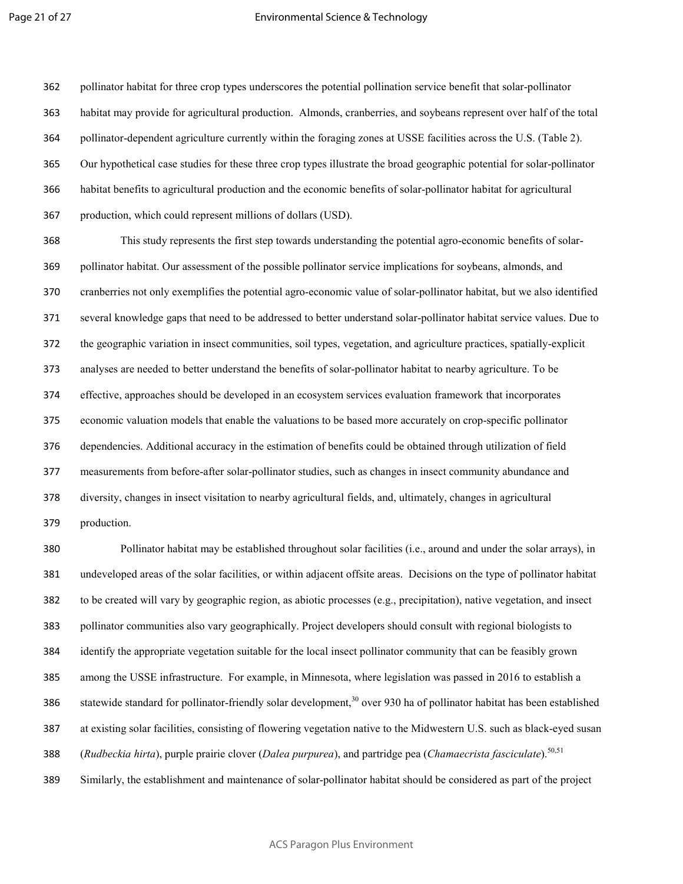pollinator habitat for three crop types underscores the potential pollination service benefit that solar-pollinator habitat may provide for agricultural production. Almonds, cranberries, and soybeans represent over half of the total pollinator-dependent agriculture currently within the foraging zones at USSE facilities across the U.S. (Table 2). Our hypothetical case studies for these three crop types illustrate the broad geographic potential for solar-pollinator habitat benefits to agricultural production and the economic benefits of solar-pollinator habitat for agricultural production, which could represent millions of dollars (USD).

This study represents the first step towards understanding the potential agro-economic benefits of solar-pollinator habitat. Our assessment of the possible pollinator service implications for soybeans, almonds, and cranberries not only exemplifies the potential agro-economic value of solar-pollinator habitat, but we also identified several knowledge gaps that need to be addressed to better understand solar-pollinator habitat service values. Due to the geographic variation in insect communities, soil types, vegetation, and agriculture practices, spatially-explicit analyses are needed to better understand the benefits of solar-pollinator habitat to nearby agriculture. To be effective, approaches should be developed in an ecosystem services evaluation framework that incorporates economic valuation models that enable the valuations to be based more accurately on crop-specific pollinator dependencies. Additional accuracy in the estimation of benefits could be obtained through utilization of field measurements from before-after solar-pollinator studies, such as changes in insect community abundance and diversity, changes in insect visitation to nearby agricultural fields, and, ultimately, changes in agricultural production.

Pollinator habitat may be established throughout solar facilities (i.e., around and under the solar arrays), in undeveloped areas of the solar facilities, or within adjacent offsite areas. Decisions on the type of pollinator habitat to be created will vary by geographic region, as abiotic processes (e.g., precipitation), native vegetation, and insect pollinator communities also vary geographically. Project developers should consult with regional biologists to identify the appropriate vegetation suitable for the local insect pollinator community that can be feasibly grown among the USSE infrastructure. For example, in Minnesota, where legislation was passed in 2016 to establish a statewide standard for pollinator-friendly solar development,[30] over 930 ha of pollinator habitat has been established at existing solar facilities, consisting of flowering vegetation native to the Midwestern U.S. such as black-eyed susan (*Rudbeckia hirta*), purple prairie clover (*Dalea purpurea*), and partridge pea (*Chamaecrista fasciculate*).[50,51] Similarly, the establishment and maintenance of solar-pollinator habitat should be considered as part of the project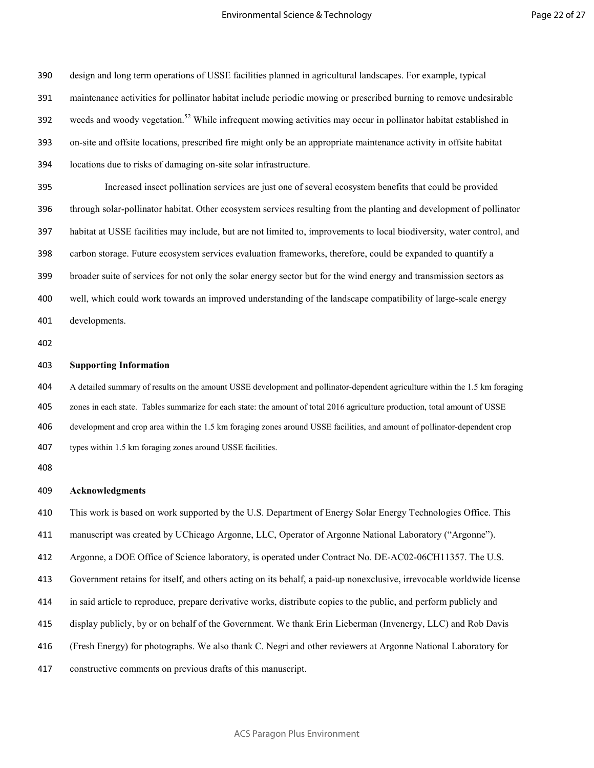design and long term operations of USSE facilities planned in agricultural landscapes. For example, typical maintenance activities for pollinator habitat include periodic mowing or prescribed burning to remove undesirable weeds and woody vegetation.[52] While infrequent mowing activities may occur in pollinator habitat established in on-site and offsite locations, prescribed fire might only be an appropriate maintenance activity in offsite habitat locations due to risks of damaging on-site solar infrastructure.

Increased insect pollination services are just one of several ecosystem benefits that could be provided through solar-pollinator habitat. Other ecosystem services resulting from the planting and development of pollinator habitat at USSE facilities may include, but are not limited to, improvements to local biodiversity, water control, and carbon storage. Future ecosystem services evaluation frameworks, therefore, could be expanded to quantify a broader suite of services for not only the solar energy sector but for the wind energy and transmission sectors as well, which could work towards an improved understanding of the landscape compatibility of large-scale energy developments.

## Supporting Information

A detailed summary of results on the amount USSE development and pollinator-dependent agriculture within the 1.5 km foraging zones in each state. Tables summarize for each state: the amount of total 2016 agriculture production, total amount of USSE development and crop area within the 1.5 km foraging zones around USSE facilities, and amount of pollinator-dependent crop types within 1.5 km foraging zones around USSE facilities.

## Acknowledgments

This work is based on work supported by the U.S. Department of Energy Solar Energy Technologies Office. This manuscript was created by UChicago Argonne, LLC, Operator of Argonne National Laboratory ("Argonne"). Argonne, a DOE Office of Science laboratory, is operated under Contract No. DE-AC02-06CH11357. The U.S. Government retains for itself, and others acting on its behalf, a paid-up nonexclusive, irrevocable worldwide license in said article to reproduce, prepare derivative works, distribute copies to the public, and perform publicly and display publicly, by or on behalf of the Government. We thank Erin Lieberman (Invenergy, LLC) and Rob Davis (Fresh Energy) for photographs. We also thank C. Negri and other reviewers at Argonne National Laboratory for constructive comments on previous drafts of this manuscript.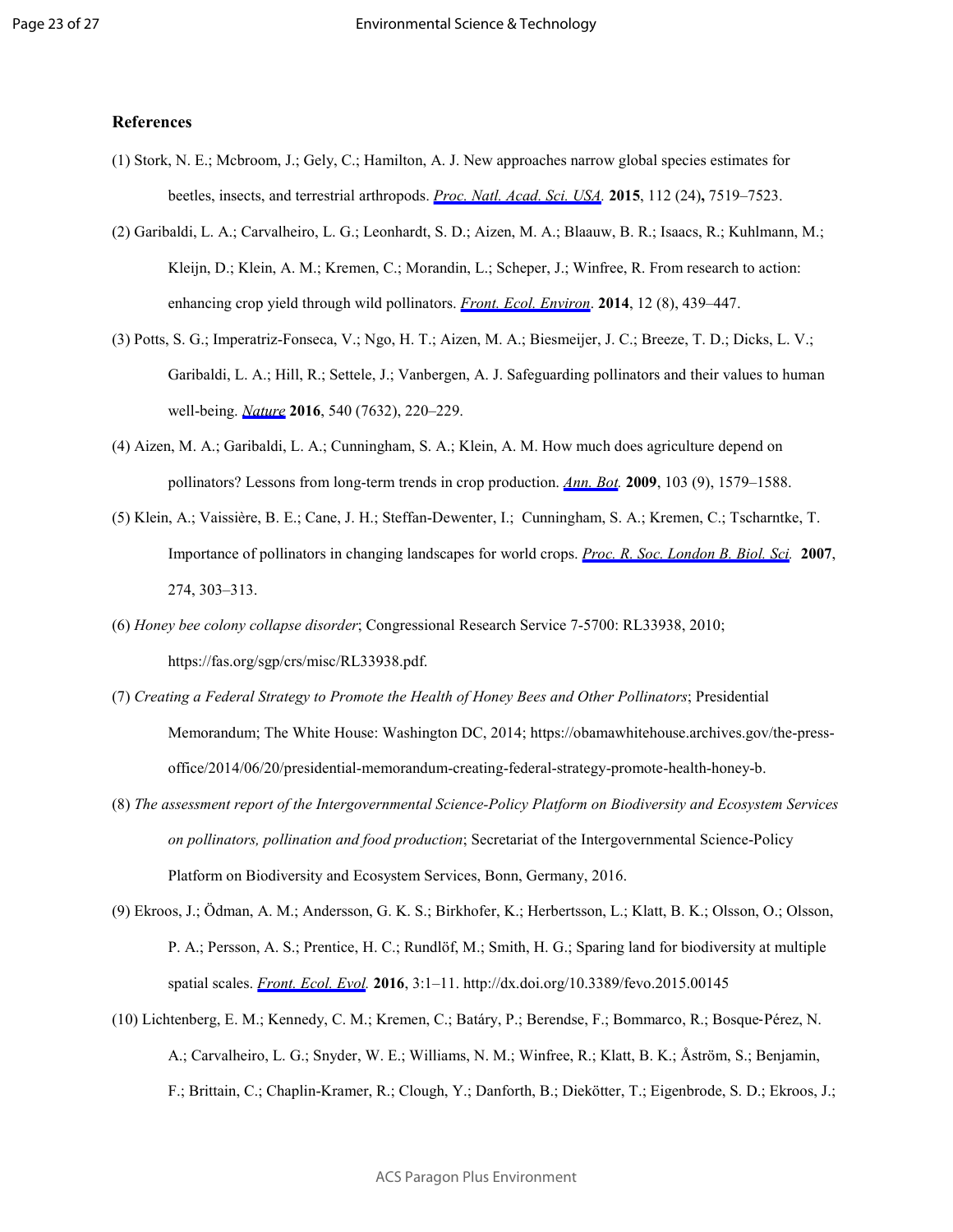## References

(1) Stork, N. E.; Mcbroom, J.; Gely, C.; Hamilton, A. J. New approaches narrow global species estimates for beetles, insects, and terrestrial arthropods. *Proc. Natl. Acad. Sci. USA.* **2015**, 112 (24)**,** 7519–7523.

(2) Garibaldi, L. A.; Carvalheiro, L. G.; Leonhardt, S. D.; Aizen, M. A.; Blaauw, B. R.; Isaacs, R.; Kuhlmann, M.; Kleijn, D.; Klein, A. M.; Kremen, C.; Morandin, L.; Scheper, J.; Winfree, R. From research to action: enhancing crop yield through wild pollinators. *Front. Ecol. Environ*. **2014**, 12 (8), 439–447.

(3) Potts, S. G.; Imperatriz-Fonseca, V.; Ngo, H. T.; Aizen, M. A.; Biesmeijer, J. C.; Breeze, T. D.; Dicks, L. V.; Garibaldi, L. A.; Hill, R.; Settele, J.; Vanbergen, A. J. Safeguarding pollinators and their values to human well-being. *Nature* **2016**, 540 (7632), 220–229.

(4) Aizen, M. A.; Garibaldi, L. A.; Cunningham, S. A.; Klein, A. M. How much does agriculture depend on pollinators? Lessons from long-term trends in crop production. *Ann. Bot.* **2009**, 103 (9), 1579–1588.

(5) Klein, A.; Vaissière, B. E.; Cane, J. H.; Steffan-Dewenter, I.; Cunningham, S. A.; Kremen, C.; Tscharntke, T. Importance of pollinators in changing landscapes for world crops. *Proc. R. Soc. London B. Biol. Sci.* **2007**, 274, 303–313.

(6) *Honey bee colony collapse disorder*; Congressional Research Service 7-5700: RL33938, 2010; https://fas.org/sgp/crs/misc/RL33938.pdf.

(7) *Creating a Federal Strategy to Promote the Health of Honey Bees and Other Pollinators*; Presidential Memorandum; The White House: Washington DC, 2014; https://obamawhitehouse.archives.gov/the-press-office/2014/06/20/presidential-memorandum-creating-federal-strategy-promote-health-honey-b.

(8) *The assessment report of the Intergovernmental Science-Policy Platform on Biodiversity and Ecosystem Services on pollinators, pollination and food production*; Secretariat of the Intergovernmental Science-Policy Platform on Biodiversity and Ecosystem Services, Bonn, Germany, 2016.

(9) Ekroos, J.; Ödman, A. M.; Andersson, G. K. S.; Birkhofer, K.; Herbertsson, L.; Klatt, B. K.; Olsson, O.; Olsson, P. A.; Persson, A. S.; Prentice, H. C.; Rundlöf, M.; Smith, H. G.; Sparing land for biodiversity at multiple spatial scales. *Front. Ecol. Evol.* **2016**, 3:1–11. http://dx.doi.org/10.3389/fevo.2015.00145

(10) Lichtenberg, E. M.; Kennedy, C. M.; Kremen, C.; Batáry, P.; Berendse, F.; Bommarco, R.; Bosque-Pérez, N. A.; Carvalheiro, L. G.; Snyder, W. E.; Williams, N. M.; Winfree, R.; Klatt, B. K.; Åström, S.; Benjamin, F.; Brittain, C.; Chaplin-Kramer, R.; Clough, Y.; Danforth, B.; Diekötter, T.; Eigenbrode, S. D.; Ekroos, J.;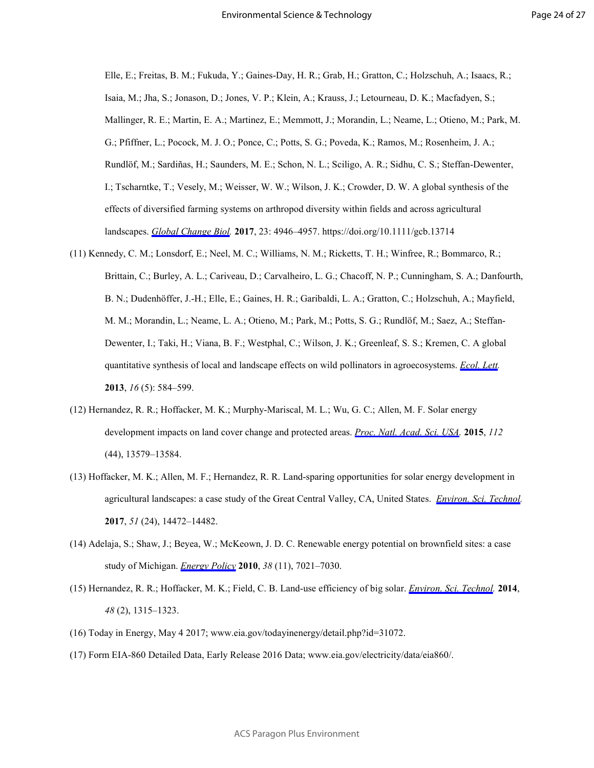Elle, E.; Freitas, B. M.; Fukuda, Y.; Gaines-Day, H. R.; Grab, H.; Gratton, C.; Holzschuh, A.; Isaacs, R.; Isaia, M.; Jha, S.; Jonason, D.; Jones, V. P.; Klein, A.; Krauss, J.; Letourneau, D. K.; Macfadyen, S.; Mallinger, R. E.; Martin, E. A.; Martinez, E.; Memmott, J.; Morandin, L.; Neame, L.; Otieno, M.; Park, M. G.; Pfiffner, L.; Pocock, M. J. O.; Ponce, C.; Potts, S. G.; Poveda, K.; Ramos, M.; Rosenheim, J. A.; Rundlöf, M.; Sardiñas, H.; Saunders, M. E.; Schon, N. L.; Sciligo, A. R.; Sidhu, C. S.; Steffan-Dewenter, I.; Tscharntke, T.; Vesely, M.; Weisser, W. W.; Wilson, J. K.; Crowder, D. W. A global synthesis of the effects of diversified farming systems on arthropod diversity within fields and across agricultural landscapes. *Global Change Biol.* **2017**, 23: 4946–4957. https://doi.org/10.1111/gcb.13714

(11) Kennedy, C. M.; Lonsdorf, E.; Neel, M. C.; Williams, N. M.; Ricketts, T. H.; Winfree, R.; Bommarco, R.; Brittain, C.; Burley, A. L.; Cariveau, D.; Carvalheiro, L. G.; Chacoff, N. P.; Cunningham, S. A.; Danfourth, B. N.; Dudenhöffer, J.-H.; Elle, E.; Gaines, H. R.; Garibaldi, L. A.; Gratton, C.; Holzschuh, A.; Mayfield, M. M.; Morandin, L.; Neame, L. A.; Otieno, M.; Park, M.; Potts, S. G.; Rundlöf, M.; Saez, A.; Steffan-Dewenter, I.; Taki, H.; Viana, B. F.; Westphal, C.; Wilson, J. K.; Greenleaf, S. S.; Kremen, C. A global quantitative synthesis of local and landscape effects on wild pollinators in agroecosystems. *Ecol. Lett.* **2013**, *16* (5): 584–599.

(12) Hernandez, R. R.; Hoffacker, M. K.; Murphy-Mariscal, M. L.; Wu, G. C.; Allen, M. F. Solar energy development impacts on land cover change and protected areas. *Proc. Natl. Acad. Sci. USA.* **2015**, *112* (44), 13579–13584.

(13) Hoffacker, M. K.; Allen, M. F.; Hernandez, R. R. Land-sparing opportunities for solar energy development in agricultural landscapes: a case study of the Great Central Valley, CA, United States. *Environ. Sci. Technol.* **2017**, *51* (24), 14472–14482.

(14) Adelaja, S.; Shaw, J.; Beyea, W.; McKeown, J. D. C. Renewable energy potential on brownfield sites: a case study of Michigan. *Energy Policy* **2010**, *38* (11), 7021–7030.

(15) Hernandez, R. R.; Hoffacker, M. K.; Field, C. B. Land-use efficiency of big solar. *Environ. Sci. Technol.* **2014**, *48* (2), 1315–1323.

(16) Today in Energy, May 4 2017; www.eia.gov/todayinenergy/detail.php?id=31072.

(17) Form EIA-860 Detailed Data, Early Release 2016 Data; www.eia.gov/electricity/data/eia860/.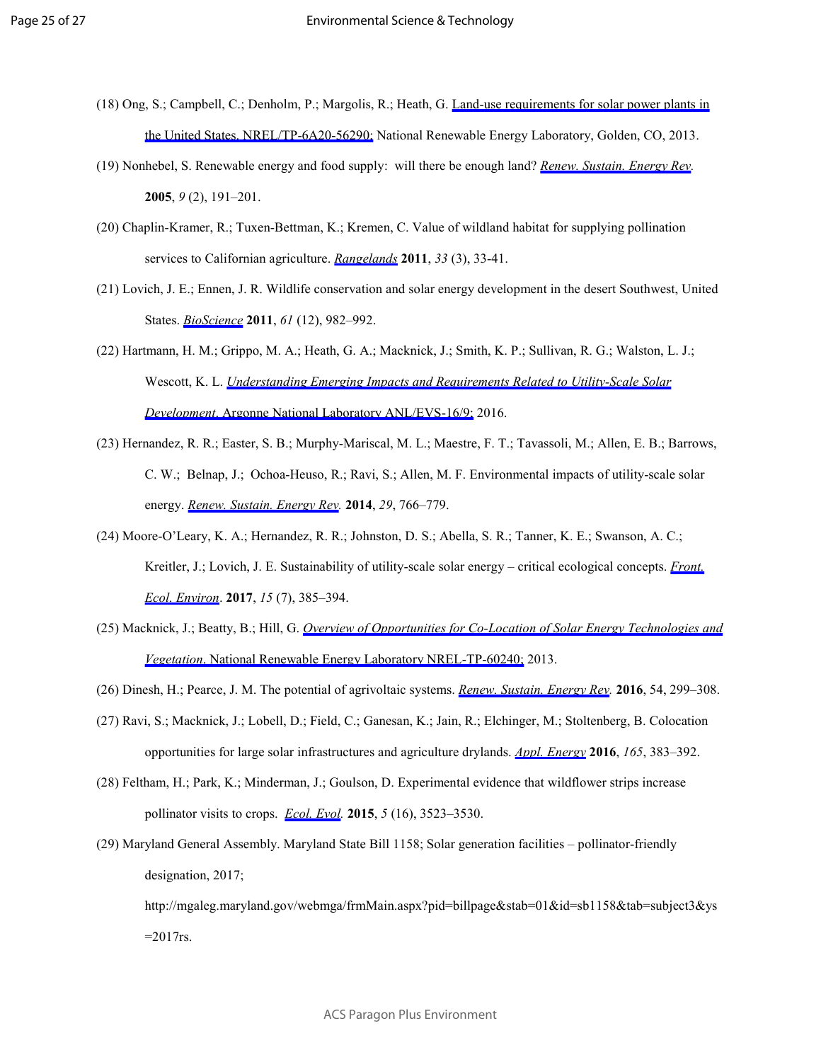(18) Ong, S.; Campbell, C.; Denholm, P.; Margolis, R.; Heath, G. Land-use requirements for solar power plants in the United States. NREL/TP-6A20-56290; National Renewable Energy Laboratory, Golden, CO, 2013.

(19) Nonhebel, S. Renewable energy and food supply: will there be enough land? *Renew. Sustain. Energy Rev.* **2005**, *9* (2), 191–201.

(20) Chaplin-Kramer, R.; Tuxen-Bettman, K.; Kremen, C. Value of wildland habitat for supplying pollination services to Californian agriculture. *Rangelands* **2011**, *33* (3), 33-41.

(21) Lovich, J. E.; Ennen, J. R. Wildlife conservation and solar energy development in the desert Southwest, United States. *BioScience* **2011**, *61* (12), 982–992.

(22) Hartmann, H. M.; Grippo, M. A.; Heath, G. A.; Macknick, J.; Smith, K. P.; Sullivan, R. G.; Walston, L. J.; Wescott, K. L. *Understanding Emerging Impacts and Requirements Related to Utility-Scale Solar Development*. Argonne National Laboratory ANL/EVS-16/9; 2016.

(23) Hernandez, R. R.; Easter, S. B.; Murphy-Mariscal, M. L.; Maestre, F. T.; Tavassoli, M.; Allen, E. B.; Barrows, C. W.; Belnap, J.; Ochoa-Heuso, R.; Ravi, S.; Allen, M. F. Environmental impacts of utility-scale solar energy. *Renew. Sustain. Energy Rev.* **2014**, *29*, 766–779.

(24) Moore-O'Leary, K. A.; Hernandez, R. R.; Johnston, D. S.; Abella, S. R.; Tanner, K. E.; Swanson, A. C.; Kreitler, J.; Lovich, J. E. Sustainability of utility-scale solar energy – critical ecological concepts. *Front. Ecol. Environ*. **2017**, *15* (7), 385–394.

(25) Macknick, J.; Beatty, B.; Hill, G. *Overview of Opportunities for Co-Location of Solar Energy Technologies and Vegetation*. National Renewable Energy Laboratory NREL-TP-60240; 2013.

(26) Dinesh, H.; Pearce, J. M. The potential of agrivoltaic systems. *Renew. Sustain. Energy Rev.* **2016**, 54, 299–308.

(27) Ravi, S.; Macknick, J.; Lobell, D.; Field, C.; Ganesan, K.; Jain, R.; Elchinger, M.; Stoltenberg, B. Colocation opportunities for large solar infrastructures and agriculture drylands. *Appl. Energy* **2016**, *165*, 383–392.

(28) Feltham, H.; Park, K.; Minderman, J.; Goulson, D. Experimental evidence that wildflower strips increase pollinator visits to crops. *Ecol. Evol.* **2015**, *5* (16), 3523–3530.

(29) Maryland General Assembly. Maryland State Bill 1158; Solar generation facilities – pollinator-friendly designation, 2017; http://mgaleg.maryland.gov/webmga/frmMain.aspx?pid=billpage&stab=01&id=sb1158&tab=subject3&ys=2017rs.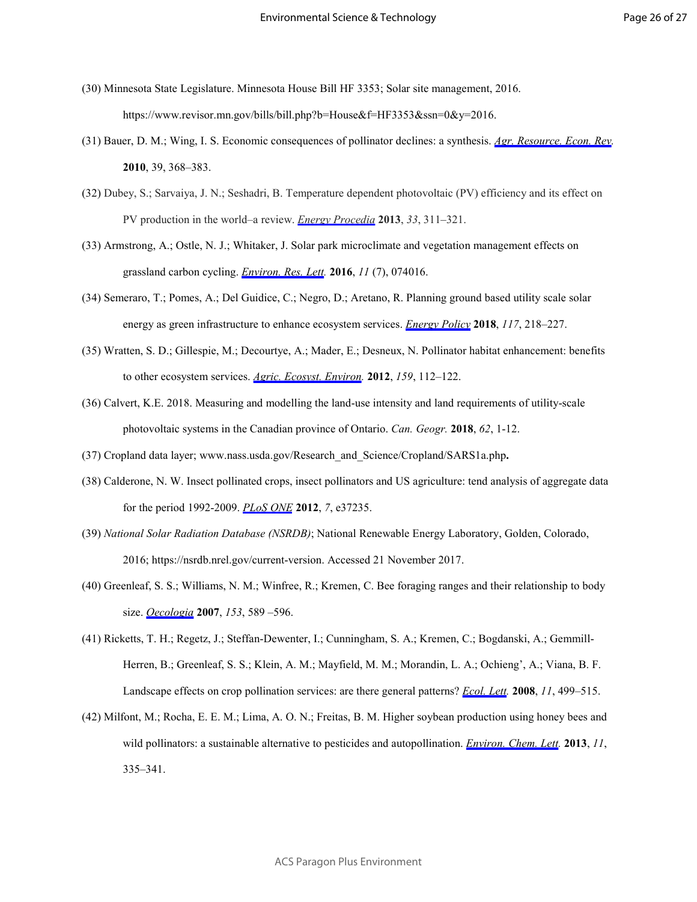(30) Minnesota State Legislature. Minnesota House Bill HF 3353; Solar site management, 2016. https://www.revisor.mn.gov/bills/bill.php?b=House&f=HF3353&ssn=0&y=2016.

(31) Bauer, D. M.; Wing, I. S. Economic consequences of pollinator declines: a synthesis. *Agr. Resource. Econ. Rev.* **2010**, 39, 368–383.

(32) Dubey, S.; Sarvaiya, J. N.; Seshadri, B. Temperature dependent photovoltaic (PV) efficiency and its effect on PV production in the world–a review. *Energy Procedia* **2013**, *33*, 311–321.

(33) Armstrong, A.; Ostle, N. J.; Whitaker, J. Solar park microclimate and vegetation management effects on grassland carbon cycling. *Environ. Res. Lett.* **2016**, *11* (7), 074016.

(34) Semeraro, T.; Pomes, A.; Del Guidice, C.; Negro, D.; Aretano, R. Planning ground based utility scale solar energy as green infrastructure to enhance ecosystem services. *Energy Policy* **2018**, *117*, 218–227.

(35) Wratten, S. D.; Gillespie, M.; Decourtye, A.; Mader, E.; Desneux, N. Pollinator habitat enhancement: benefits to other ecosystem services. *Agric. Ecosyst. Environ.* **2012**, *159*, 112–122.

(36) Calvert, K.E. 2018. Measuring and modelling the land-use intensity and land requirements of utility-scale photovoltaic systems in the Canadian province of Ontario. *Can. Geogr.* **2018**, *62*, 1-12.

(37) Cropland data layer; www.nass.usda.gov/Research_and_Science/Cropland/SARS1a.php**.**

(38) Calderone, N. W. Insect pollinated crops, insect pollinators and US agriculture: tend analysis of aggregate data for the period 1992-2009. *PLoS ONE* **2012**, *7*, e37235.

(39) *National Solar Radiation Database (NSRDB)*; National Renewable Energy Laboratory, Golden, Colorado, 2016; https://nsrdb.nrel.gov/current-version. Accessed 21 November 2017.

(40) Greenleaf, S. S.; Williams, N. M.; Winfree, R.; Kremen, C. Bee foraging ranges and their relationship to body size. *Oecologia* **2007**, *153*, 589 –596.

(41) Ricketts, T. H.; Regetz, J.; Steffan-Dewenter, I.; Cunningham, S. A.; Kremen, C.; Bogdanski, A.; Gemmill-Herren, B.; Greenleaf, S. S.; Klein, A. M.; Mayfield, M. M.; Morandin, L. A.; Ochieng', A.; Viana, B. F. Landscape effects on crop pollination services: are there general patterns? *Ecol. Lett.* **2008**, *11*, 499–515.

(42) Milfont, M.; Rocha, E. E. M.; Lima, A. O. N.; Freitas, B. M. Higher soybean production using honey bees and wild pollinators: a sustainable alternative to pesticides and autopollination. *Environ. Chem. Lett.* **2013**, *11*, 335–341.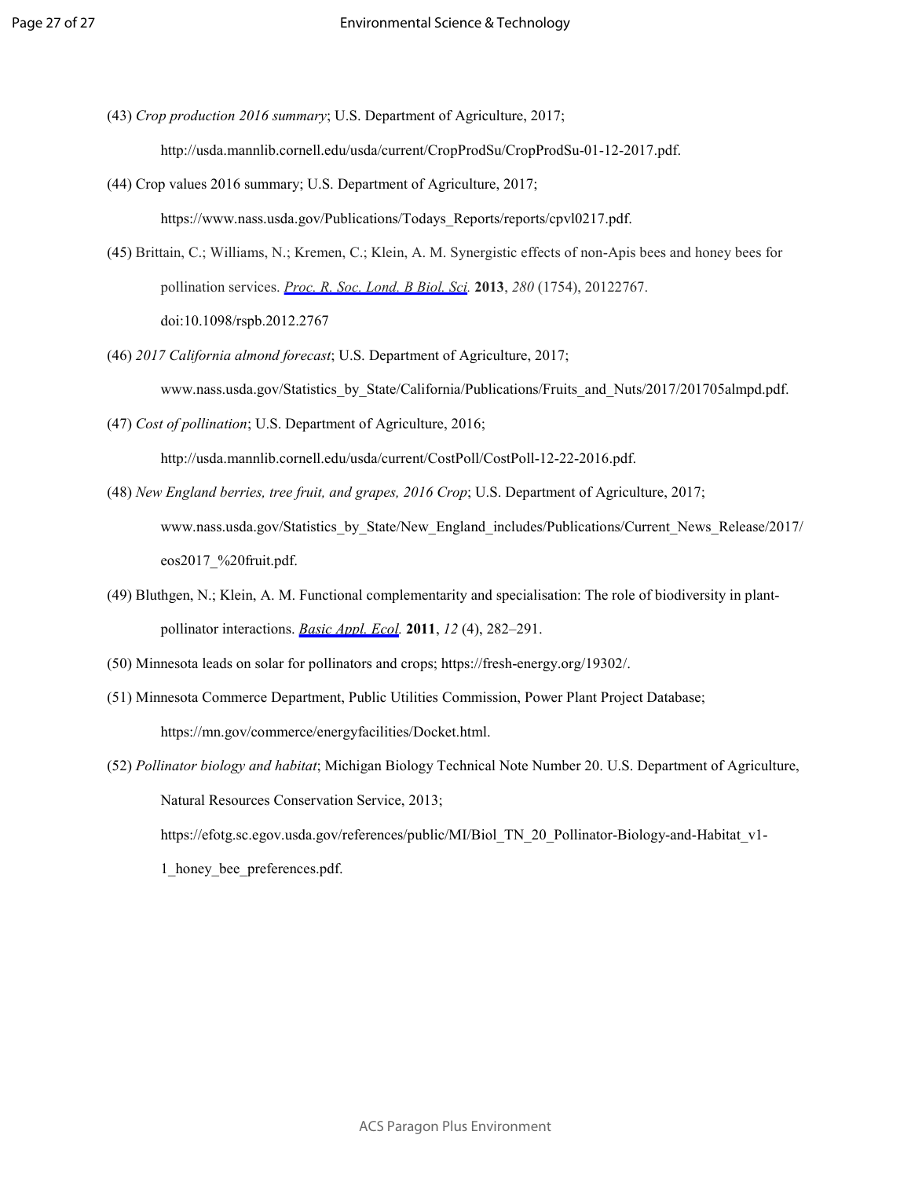(43) *Crop production 2016 summary*; U.S. Department of Agriculture, 2017; http://usda.mannlib.cornell.edu/usda/current/CropProdSu/CropProdSu-01-12-2017.pdf.

(44) Crop values 2016 summary; U.S. Department of Agriculture, 2017; https://www.nass.usda.gov/Publications/Todays_Reports/reports/cpvl0217.pdf.

(45) Brittain, C.; Williams, N.; Kremen, C.; Klein, A. M. Synergistic effects of non-Apis bees and honey bees for pollination services. *Proc. R. Soc. Lond. B Biol. Sci.* **2013**, *280* (1754), 20122767. doi:10.1098/rspb.2012.2767

(46) *2017 California almond forecast*; U.S. Department of Agriculture, 2017; www.nass.usda.gov/Statistics_by_State/California/Publications/Fruits_and_Nuts/2017/201705almpd.pdf.

(47) *Cost of pollination*; U.S. Department of Agriculture, 2016; http://usda.mannlib.cornell.edu/usda/current/CostPoll/CostPoll-12-22-2016.pdf.

(48) *New England berries, tree fruit, and grapes, 2016 Crop*; U.S. Department of Agriculture, 2017; www.nass.usda.gov/Statistics_by_State/New_England_includes/Publications/Current_News_Release/2017/eos2017_%20fruit.pdf.

(49) Bluthgen, N.; Klein, A. M. Functional complementarity and specialisation: The role of biodiversity in plant-pollinator interactions. *Basic Appl. Ecol.* **2011**, *12* (4), 282–291.

(50) Minnesota leads on solar for pollinators and crops; https://fresh-energy.org/19302/.

(51) Minnesota Commerce Department, Public Utilities Commission, Power Plant Project Database; https://mn.gov/commerce/energyfacilities/Docket.html.

(52) *Pollinator biology and habitat*; Michigan Biology Technical Note Number 20. U.S. Department of Agriculture, Natural Resources Conservation Service, 2013; https://efotg.sc.egov.usda.gov/references/public/MI/Biol_TN_20_Pollinator-Biology-and-Habitat_v1-1_honey_bee_preferences.pdf.